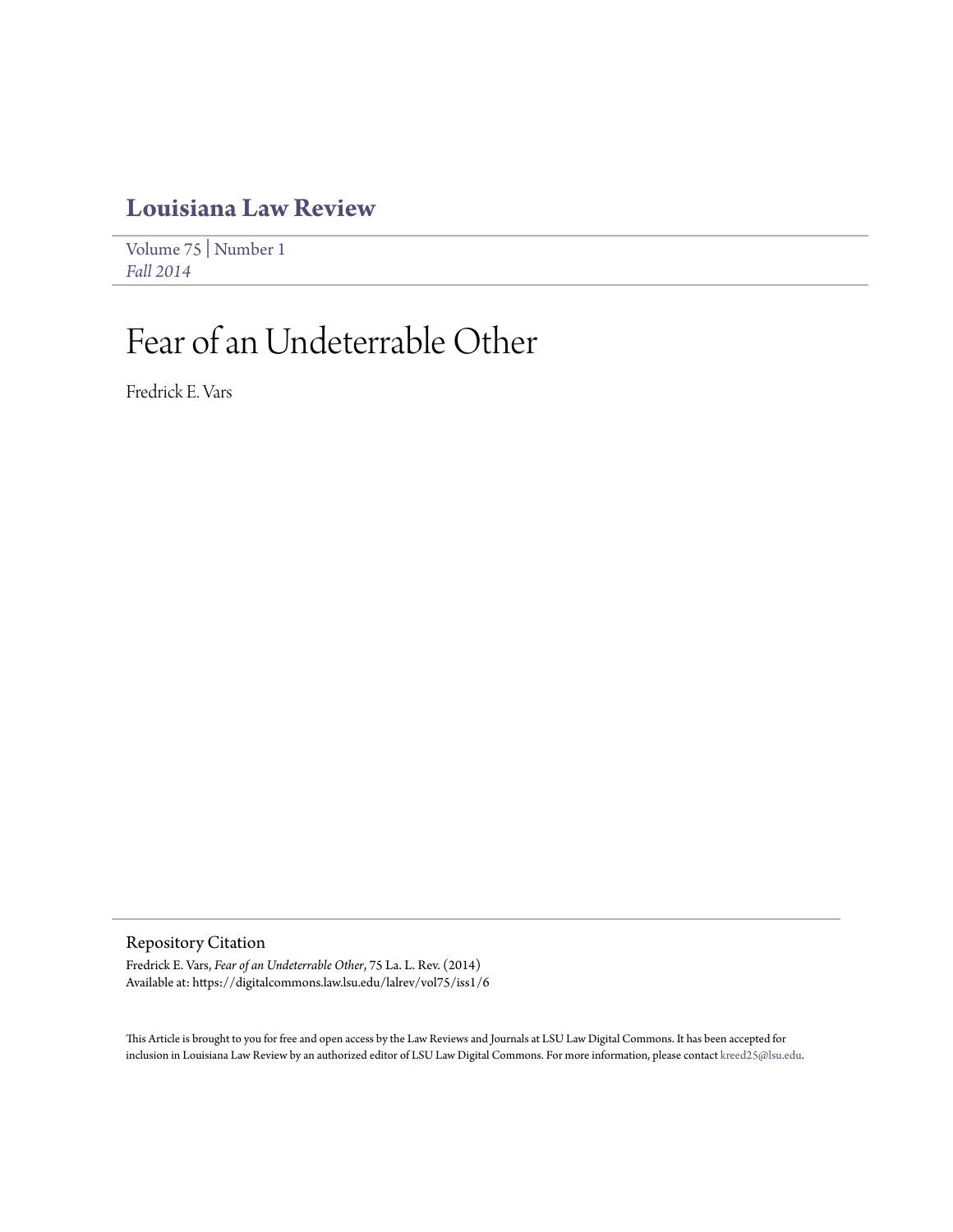# Louisiana Law Review

Volume 75 | Number 1
*Fall 2014*

# Fear of an Undeterrable Other

Fredrick E. Vars

## Repository Citation

Fredrick E. Vars, *Fear of an Undeterrable Other*, 75 La. L. Rev. (2014)
Available at: https://digitalcommons.law.lsu.edu/lalrev/vol75/iss1/6

This Article is brought to you for free and open access by the Law Reviews and Journals at LSU Law Digital Commons. It has been accepted for inclusion in Louisiana Law Review by an authorized editor of LSU Law Digital Commons. For more information, please contact kreed25@lsu.edu.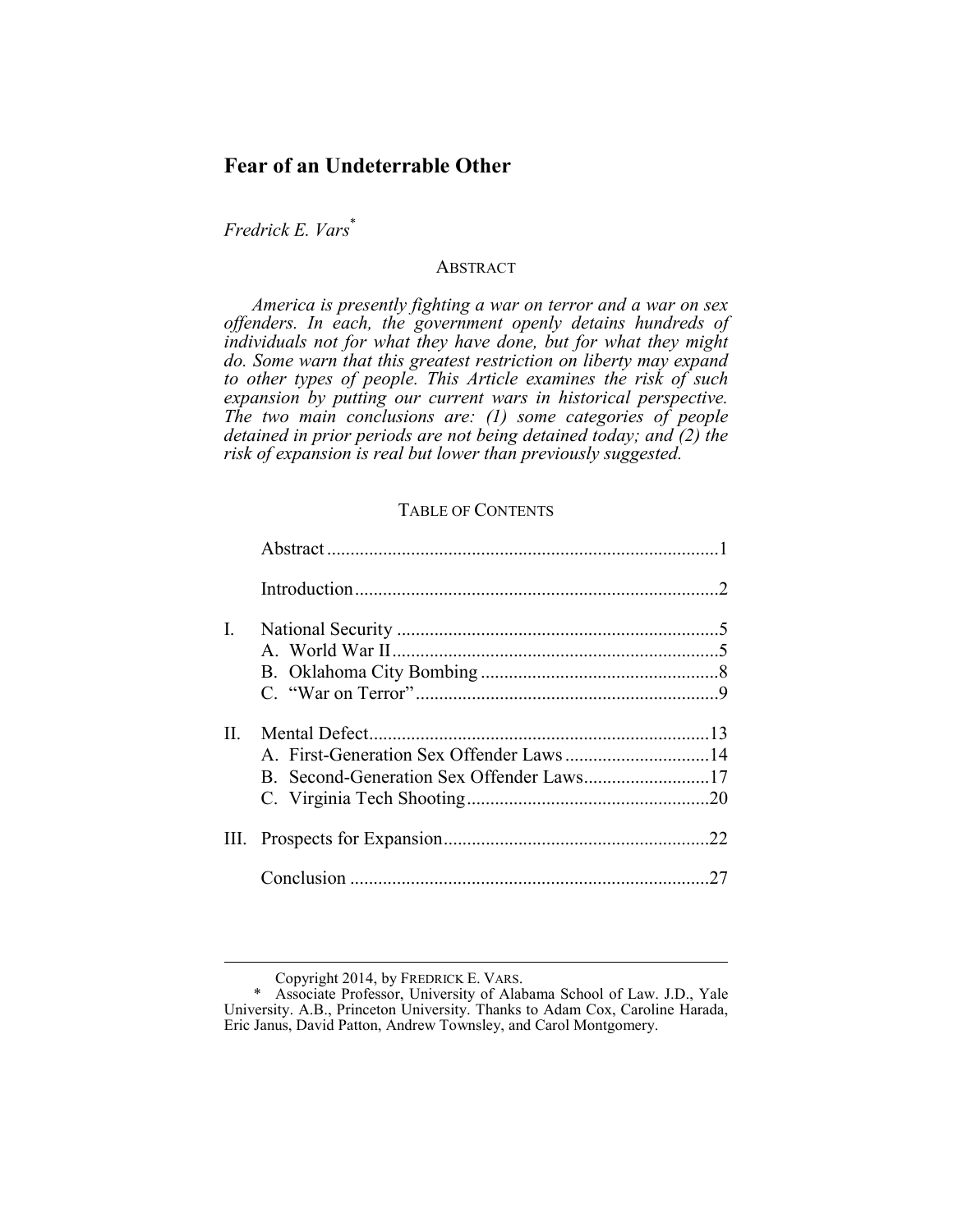# Fear of an Undeterrable Other

*Fredrick E. Vars*[*]

## ABSTRACT

*America is presently fighting a war on terror and a war on sex offenders. In each, the government openly detains hundreds of individuals not for what they have done, but for what they might do. Some warn that this greatest restriction on liberty may expand to other types of people. This Article examines the risk of such expansion by putting our current wars in historical perspective. The two main conclusions are: (1) some categories of people detained in prior periods are not being detained today; and (2) the risk of expansion is real but lower than previously suggested.*

## TABLE OF CONTENTS

| | | |
|---|---|---|
| | Abstract | 1 |
| | Introduction | 2 |
| I. | National Security | 5 |
| | A. World War II | 5 |
| | B. Oklahoma City Bombing | 8 |
| | C. "War on Terror" | 9 |
| II. | Mental Defect | 13 |
| | A. First-Generation Sex Offender Laws | 14 |
| | B. Second-Generation Sex Offender Laws | 17 |
| | C. Virginia Tech Shooting | 20 |
| III. | Prospects for Expansion | 22 |
| | Conclusion | 27 |

---

Copyright 2014, by FREDRICK E. VARS.

\* Associate Professor, University of Alabama School of Law. J.D., Yale University. A.B., Princeton University. Thanks to Adam Cox, Caroline Harada, Eric Janus, David Patton, Andrew Townsley, and Carol Montgomery.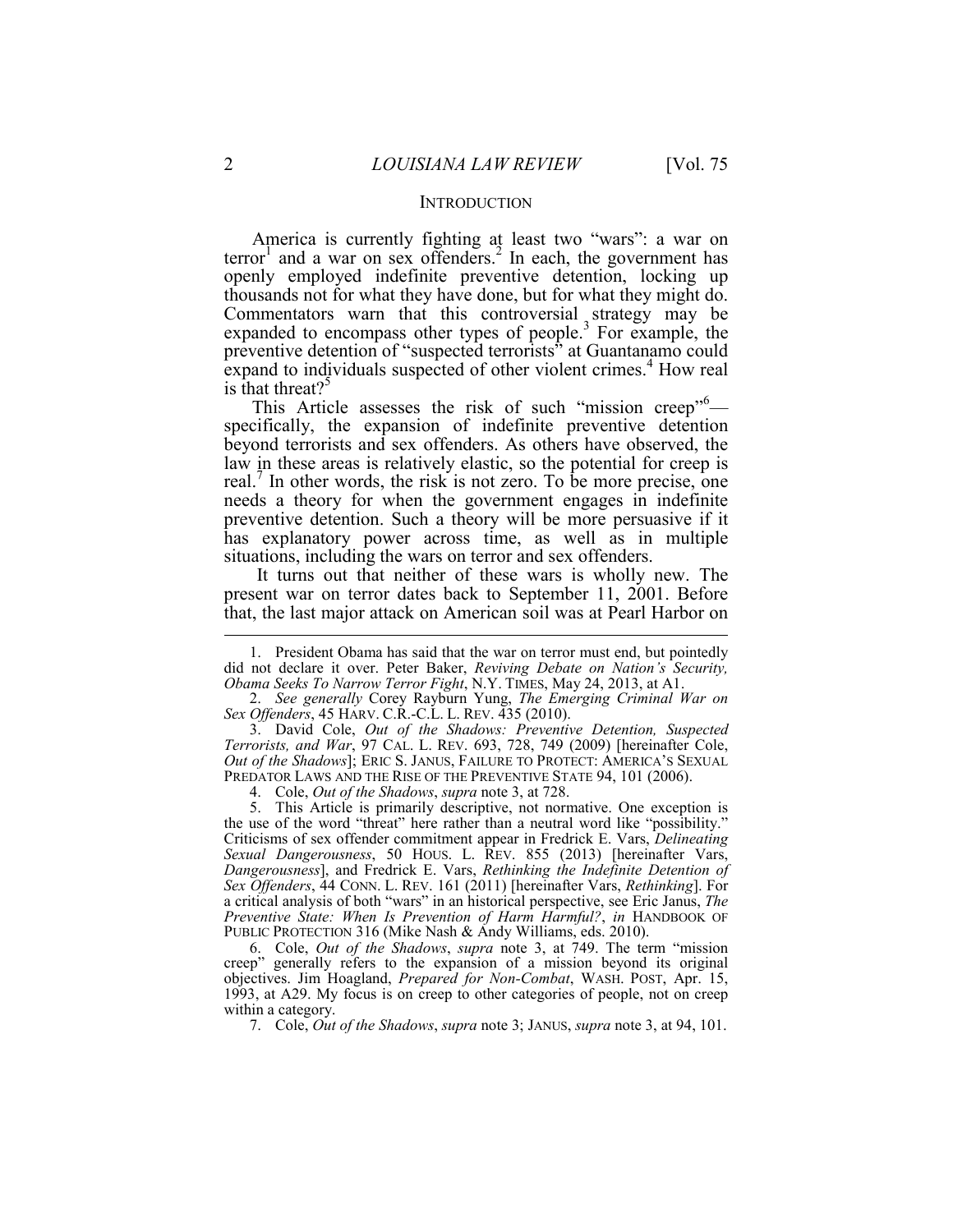## INTRODUCTION

America is currently fighting at least two "wars": a war on terror[1] and a war on sex offenders.[2] In each, the government has openly employed indefinite preventive detention, locking up thousands not for what they have done, but for what they might do. Commentators warn that this controversial strategy may be expanded to encompass other types of people.[3] For example, the preventive detention of "suspected terrorists" at Guantanamo could expand to individuals suspected of other violent crimes.[4] How real is that threat?[5]

This Article assesses the risk of such "mission creep"[6]—specifically, the expansion of indefinite preventive detention beyond terrorists and sex offenders. As others have observed, the law in these areas is relatively elastic, so the potential for creep is real.[7] In other words, the risk is not zero. To be more precise, one needs a theory for when the government engages in indefinite preventive detention. Such a theory will be more persuasive if it has explanatory power across time, as well as in multiple situations, including the wars on terror and sex offenders.

It turns out that neither of these wars is wholly new. The present war on terror dates back to September 11, 2001. Before that, the last major attack on American soil was at Pearl Harbor on

---

1. President Obama has said that the war on terror must end, but pointedly did not declare it over. Peter Baker, *Reviving Debate on Nation's Security, Obama Seeks To Narrow Terror Fight*, N.Y. TIMES, May 24, 2013, at A1.

2. *See generally* Corey Rayburn Yung, *The Emerging Criminal War on Sex Offenders*, 45 HARV. C.R.-C.L. L. REV. 435 (2010).

3. David Cole, *Out of the Shadows: Preventive Detention, Suspected Terrorists, and War*, 97 CAL. L. REV. 693, 728, 749 (2009) [hereinafter Cole, *Out of the Shadows*]; ERIC S. JANUS, FAILURE TO PROTECT: AMERICA'S SEXUAL PREDATOR LAWS AND THE RISE OF THE PREVENTIVE STATE 94, 101 (2006).

4. Cole, *Out of the Shadows*, *supra* note 3, at 728.

5. This Article is primarily descriptive, not normative. One exception is the use of the word "threat" here rather than a neutral word like "possibility." Criticisms of sex offender commitment appear in Fredrick E. Vars, *Delineating Sexual Dangerousness*, 50 HOUS. L. REV. 855 (2013) [hereinafter Vars, *Dangerousness*], and Fredrick E. Vars, *Rethinking the Indefinite Detention of Sex Offenders*, 44 CONN. L. REV. 161 (2011) [hereinafter Vars, *Rethinking*]. For a critical analysis of both "wars" in an historical perspective, see Eric Janus, *The Preventive State: When Is Prevention of Harm Harmful?*, *in* HANDBOOK OF PUBLIC PROTECTION 316 (Mike Nash & Andy Williams, eds. 2010).

6. Cole, *Out of the Shadows*, *supra* note 3, at 749. The term "mission creep" generally refers to the expansion of a mission beyond its original objectives. Jim Hoagland, *Prepared for Non-Combat*, WASH. POST, Apr. 15, 1993, at A29. My focus is on creep to other categories of people, not on creep within a category.

7. Cole, *Out of the Shadows*, *supra* note 3; JANUS, *supra* note 3, at 94, 101.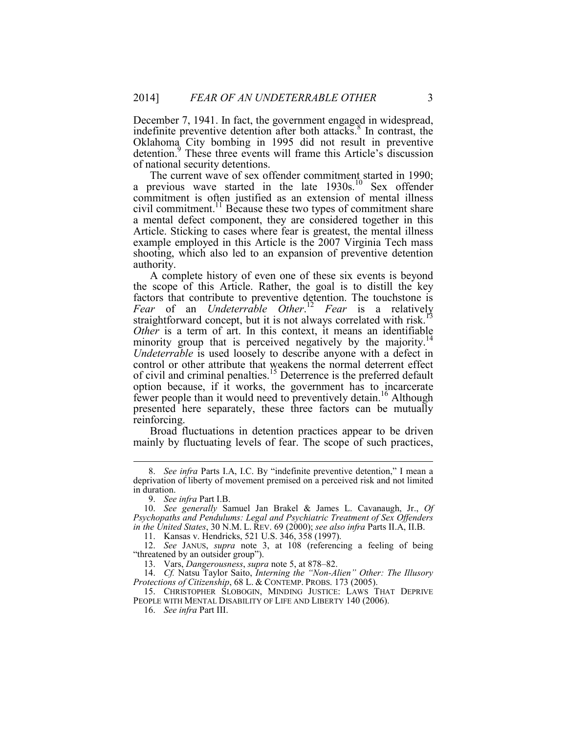December 7, 1941. In fact, the government engaged in widespread, indefinite preventive detention after both attacks.[8] In contrast, the Oklahoma City bombing in 1995 did not result in preventive detention.[9] These three events will frame this Article's discussion of national security detentions.

The current wave of sex offender commitment started in 1990; a previous wave started in the late 1930s.[10] Sex offender commitment is often justified as an extension of mental illness civil commitment.[11] Because these two types of commitment share a mental defect component, they are considered together in this Article. Sticking to cases where fear is greatest, the mental illness example employed in this Article is the 2007 Virginia Tech mass shooting, which also led to an expansion of preventive detention authority.

A complete history of even one of these six events is beyond the scope of this Article. Rather, the goal is to distill the key factors that contribute to preventive detention. The touchstone is *Fear* of an *Undeterrable Other*.[12] *Fear* is a relatively straightforward concept, but it is not always correlated with risk.[13] *Other* is a term of art. In this context, it means an identifiable minority group that is perceived negatively by the majority.[14] *Undeterrable* is used loosely to describe anyone with a defect in control or other attribute that weakens the normal deterrent effect of civil and criminal penalties.[15] Deterrence is the preferred default option because, if it works, the government has to incarcerate fewer people than it would need to preventively detain.[16] Although presented here separately, these three factors can be mutually reinforcing.

Broad fluctuations in detention practices appear to be driven mainly by fluctuating levels of fear. The scope of such practices,

---

8. *See infra* Parts I.A, I.C. By "indefinite preventive detention," I mean a deprivation of liberty of movement premised on a perceived risk and not limited in duration.

9. *See infra* Part I.B.

10. *See generally* Samuel Jan Brakel & James L. Cavanaugh, Jr., *Of Psychopaths and Pendulums: Legal and Psychiatric Treatment of Sex Offenders in the United States*, 30 N.M. L. REV. 69 (2000); *see also infra* Parts II.A, II.B.

11. Kansas v. Hendricks, 521 U.S. 346, 358 (1997).

12. *See* JANUS, *supra* note 3, at 108 (referencing a feeling of being "threatened by an outsider group").

13. Vars, *Dangerousness*, *supra* note 5, at 878–82.

14. *Cf.* Natsu Taylor Saito, *Interning the "Non-Alien" Other: The Illusory Protections of Citizenship*, 68 L. & CONTEMP. PROBS. 173 (2005).

15. CHRISTOPHER SLOBOGIN, MINDING JUSTICE: LAWS THAT DEPRIVE PEOPLE WITH MENTAL DISABILITY OF LIFE AND LIBERTY 140 (2006).

16. *See infra* Part III.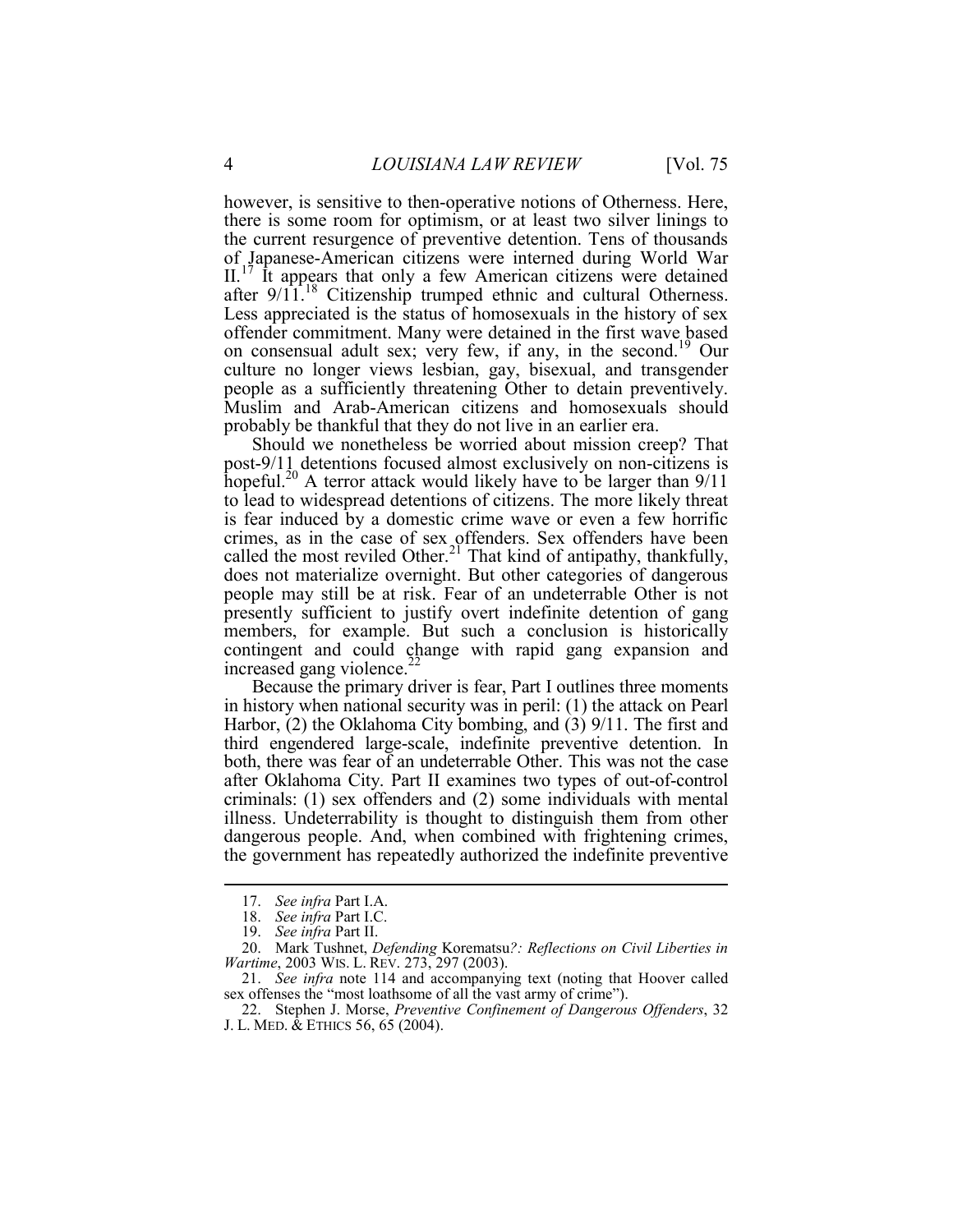however, is sensitive to then-operative notions of Otherness. Here, there is some room for optimism, or at least two silver linings to the current resurgence of preventive detention. Tens of thousands of Japanese-American citizens were interned during World War II.[17] It appears that only a few American citizens were detained after 9/11.[18] Citizenship trumped ethnic and cultural Otherness. Less appreciated is the status of homosexuals in the history of sex offender commitment. Many were detained in the first wave based on consensual adult sex; very few, if any, in the second.[19] Our culture no longer views lesbian, gay, bisexual, and transgender people as a sufficiently threatening Other to detain preventively. Muslim and Arab-American citizens and homosexuals should probably be thankful that they do not live in an earlier era.

Should we nonetheless be worried about mission creep? That post-9/11 detentions focused almost exclusively on non-citizens is hopeful.[20] A terror attack would likely have to be larger than 9/11 to lead to widespread detentions of citizens. The more likely threat is fear induced by a domestic crime wave or even a few horrific crimes, as in the case of sex offenders. Sex offenders have been called the most reviled Other.[21] That kind of antipathy, thankfully, does not materialize overnight. But other categories of dangerous people may still be at risk. Fear of an undeterrable Other is not presently sufficient to justify overt indefinite detention of gang members, for example. But such a conclusion is historically contingent and could change with rapid gang expansion and increased gang violence.[22]

Because the primary driver is fear, Part I outlines three moments in history when national security was in peril: (1) the attack on Pearl Harbor, (2) the Oklahoma City bombing, and (3) 9/11. The first and third engendered large-scale, indefinite preventive detention. In both, there was fear of an undeterrable Other. This was not the case after Oklahoma City. Part II examines two types of out-of-control criminals: (1) sex offenders and (2) some individuals with mental illness. Undeterrability is thought to distinguish them from other dangerous people. And, when combined with frightening crimes, the government has repeatedly authorized the indefinite preventive

---

17. *See infra* Part I.A.

18. *See infra* Part I.C.

19. *See infra* Part II.

20. Mark Tushnet, *Defending* Korematsu*?: Reflections on Civil Liberties in Wartime*, 2003 WIS. L. REV. 273, 297 (2003).

21. *See infra* note 114 and accompanying text (noting that Hoover called sex offenses the "most loathsome of all the vast army of crime").

22. Stephen J. Morse, *Preventive Confinement of Dangerous Offenders*, 32 J. L. MED. & ETHICS 56, 65 (2004).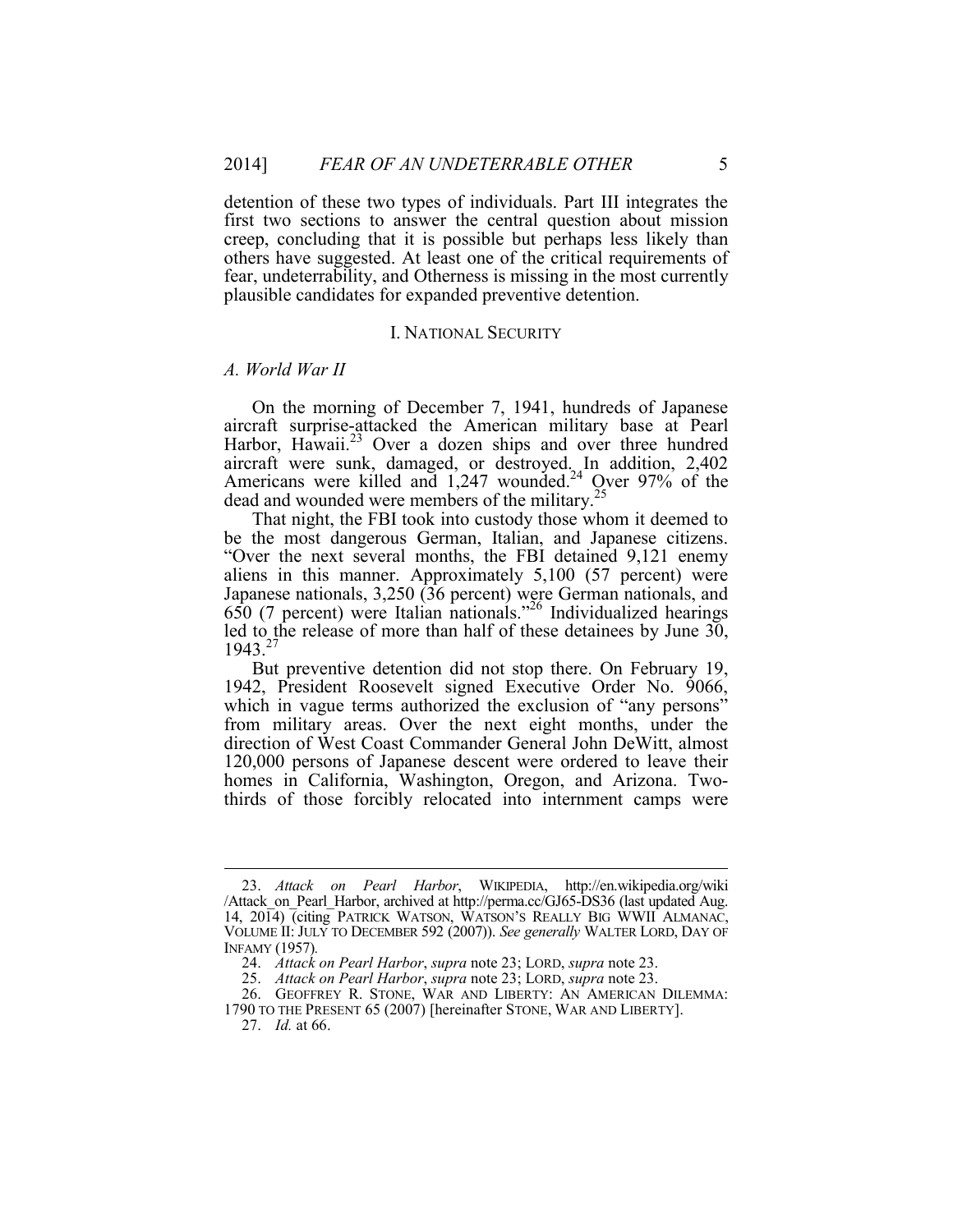detention of these two types of individuals. Part III integrates the first two sections to answer the central question about mission creep, concluding that it is possible but perhaps less likely than others have suggested. At least one of the critical requirements of fear, undeterrability, and Otherness is missing in the most currently plausible candidates for expanded preventive detention.

## I. NATIONAL SECURITY

### *A. World War II*

On the morning of December 7, 1941, hundreds of Japanese aircraft surprise-attacked the American military base at Pearl Harbor, Hawaii.[23] Over a dozen ships and over three hundred aircraft were sunk, damaged, or destroyed. In addition, 2,402 Americans were killed and 1,247 wounded.[24] Over 97% of the dead and wounded were members of the military.[25]

That night, the FBI took into custody those whom it deemed to be the most dangerous German, Italian, and Japanese citizens. "Over the next several months, the FBI detained 9,121 enemy aliens in this manner. Approximately 5,100 (57 percent) were Japanese nationals, 3,250 (36 percent) were German nationals, and 650 (7 percent) were Italian nationals."[26] Individualized hearings led to the release of more than half of these detainees by June 30, 1943.[27]

But preventive detention did not stop there. On February 19, 1942, President Roosevelt signed Executive Order No. 9066, which in vague terms authorized the exclusion of "any persons" from military areas. Over the next eight months, under the direction of West Coast Commander General John DeWitt, almost 120,000 persons of Japanese descent were ordered to leave their homes in California, Washington, Oregon, and Arizona. Two-thirds of those forcibly relocated into internment camps were

---

23. *Attack on Pearl Harbor*, WIKIPEDIA, http://en.wikipedia.org/wiki/Attack_on_Pearl_Harbor, archived at http://perma.cc/GJ65-DS36 (last updated Aug. 14, 2014) (citing PATRICK WATSON, WATSON'S REALLY BIG WWII ALMANAC, VOLUME II: JULY TO DECEMBER 592 (2007)). *See generally* WALTER LORD, DAY OF INFAMY (1957).

24. *Attack on Pearl Harbor*, *supra* note 23; LORD, *supra* note 23.

25. *Attack on Pearl Harbor*, *supra* note 23; LORD, *supra* note 23.

26. GEOFFREY R. STONE, WAR AND LIBERTY: AN AMERICAN DILEMMA: 1790 TO THE PRESENT 65 (2007) [hereinafter STONE, WAR AND LIBERTY].

27. *Id.* at 66.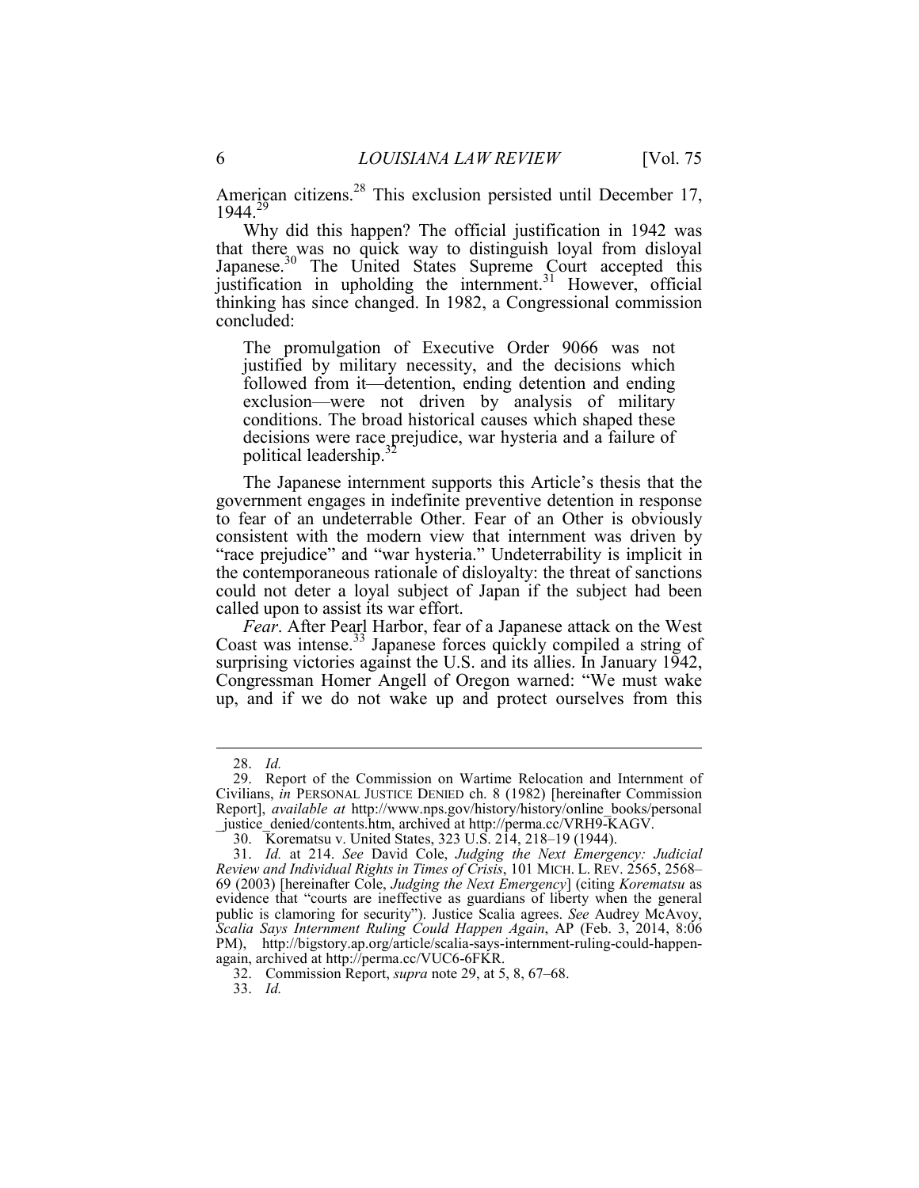American citizens.[28] This exclusion persisted until December 17, 1944.[29]

Why did this happen? The official justification in 1942 was that there was no quick way to distinguish loyal from disloyal Japanese.[30] The United States Supreme Court accepted this justification in upholding the internment.[31] However, official thinking has since changed. In 1982, a Congressional commission concluded:

> The promulgation of Executive Order 9066 was not justified by military necessity, and the decisions which followed from it—detention, ending detention and ending exclusion—were not driven by analysis of military conditions. The broad historical causes which shaped these decisions were race prejudice, war hysteria and a failure of political leadership.[32]

The Japanese internment supports this Article's thesis that the government engages in indefinite preventive detention in response to fear of an undeterrable Other. Fear of an Other is obviously consistent with the modern view that internment was driven by "race prejudice" and "war hysteria." Undeterrability is implicit in the contemporaneous rationale of disloyalty: the threat of sanctions could not deter a loyal subject of Japan if the subject had been called upon to assist its war effort.

*Fear*. After Pearl Harbor, fear of a Japanese attack on the West Coast was intense.[33] Japanese forces quickly compiled a string of surprising victories against the U.S. and its allies. In January 1942, Congressman Homer Angell of Oregon warned: "We must wake up, and if we do not wake up and protect ourselves from this

---

28. *Id.*

29. Report of the Commission on Wartime Relocation and Internment of Civilians, *in* PERSONAL JUSTICE DENIED ch. 8 (1982) [hereinafter Commission Report], *available at* http://www.nps.gov/history/history/online_books/personal_justice_denied/contents.htm, archived at http://perma.cc/VRH9-KAGV.

30. Korematsu v. United States, 323 U.S. 214, 218–19 (1944).

31. *Id.* at 214. *See* David Cole, *Judging the Next Emergency: Judicial Review and Individual Rights in Times of Crisis*, 101 MICH. L. REV. 2565, 2568–69 (2003) [hereinafter Cole, *Judging the Next Emergency*] (citing *Korematsu* as evidence that "courts are ineffective as guardians of liberty when the general public is clamoring for security"). Justice Scalia agrees. *See* Audrey McAvoy, *Scalia Says Internment Ruling Could Happen Again*, AP (Feb. 3, 2014, 8:06 PM), http://bigstory.ap.org/article/scalia-says-internment-ruling-could-happen-again, archived at http://perma.cc/VUC6-6FKR.

32. Commission Report, *supra* note 29, at 5, 8, 67–68.

33. *Id.*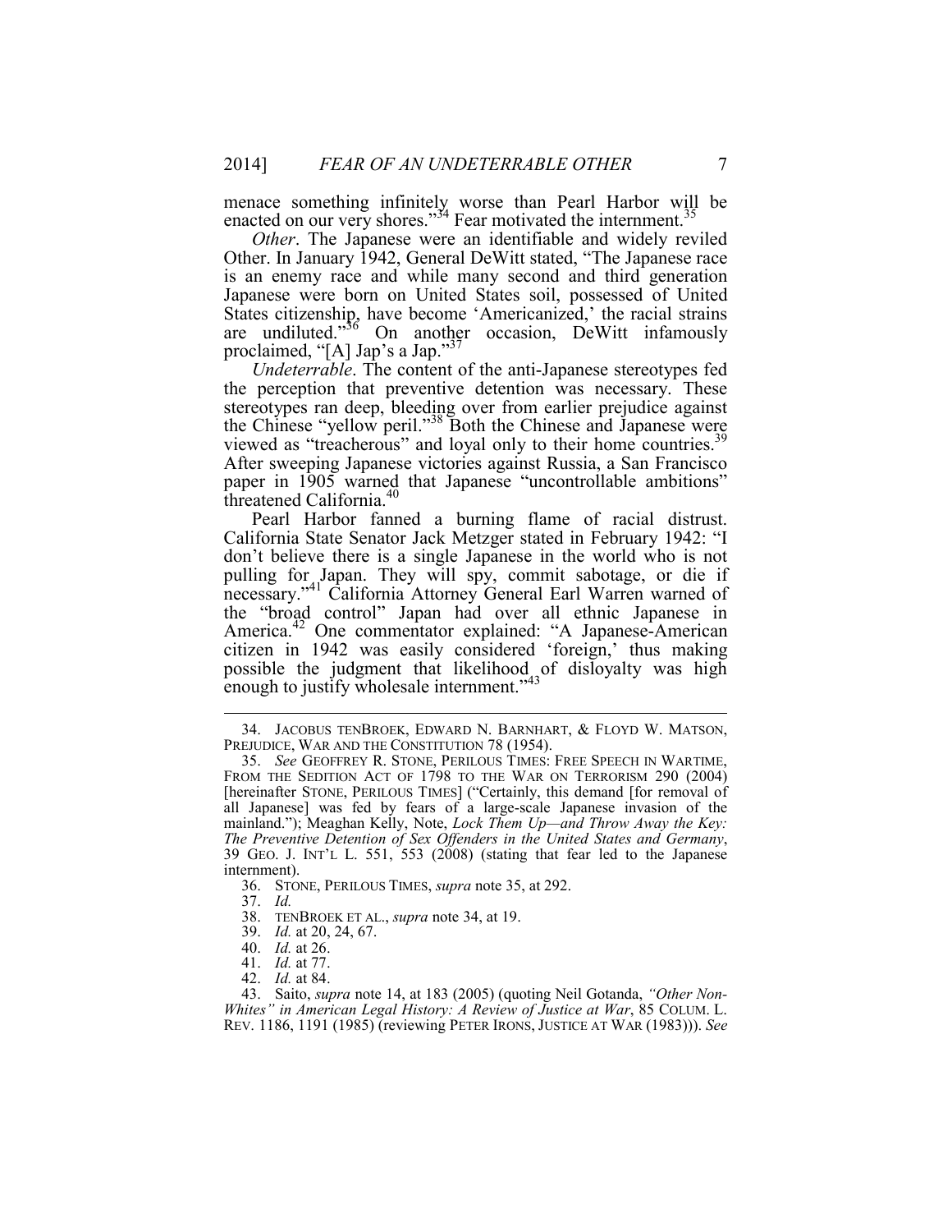menace something infinitely worse than Pearl Harbor will be enacted on our very shores."[34] Fear motivated the internment.[35]

*Other*. The Japanese were an identifiable and widely reviled Other. In January 1942, General DeWitt stated, "The Japanese race is an enemy race and while many second and third generation Japanese were born on United States soil, possessed of United States citizenship, have become 'Americanized,' the racial strains are undiluted."[36] On another occasion, DeWitt infamously proclaimed, "[A] Jap's a Jap."[37]

*Undeterrable*. The content of the anti-Japanese stereotypes fed the perception that preventive detention was necessary. These stereotypes ran deep, bleeding over from earlier prejudice against the Chinese "yellow peril."[38] Both the Chinese and Japanese were viewed as "treacherous" and loyal only to their home countries.[39] After sweeping Japanese victories against Russia, a San Francisco paper in 1905 warned that Japanese "uncontrollable ambitions" threatened California.[40]

Pearl Harbor fanned a burning flame of racial distrust. California State Senator Jack Metzger stated in February 1942: "I don't believe there is a single Japanese in the world who is not pulling for Japan. They will spy, commit sabotage, or die if necessary."[41] California Attorney General Earl Warren warned of the "broad control" Japan had over all ethnic Japanese in America.[42] One commentator explained: "A Japanese-American citizen in 1942 was easily considered 'foreign,' thus making possible the judgment that likelihood of disloyalty was high enough to justify wholesale internment."[43]

---

34. JACOBUS TENBROEK, EDWARD N. BARNHART, & FLOYD W. MATSON, PREJUDICE, WAR AND THE CONSTITUTION 78 (1954).

35. *See* GEOFFREY R. STONE, PERILOUS TIMES: FREE SPEECH IN WARTIME, FROM THE SEDITION ACT OF 1798 TO THE WAR ON TERRORISM 290 (2004) [hereinafter STONE, PERILOUS TIMES] ("Certainly, this demand [for removal of all Japanese] was fed by fears of a large-scale Japanese invasion of the mainland."); Meaghan Kelly, Note, *Lock Them Up—and Throw Away the Key: The Preventive Detention of Sex Offenders in the United States and Germany*, 39 GEO. J. INT'L L. 551, 553 (2008) (stating that fear led to the Japanese internment).

36. STONE, PERILOUS TIMES, *supra* note 35, at 292.

37. *Id.*

38. TENBROEK ET AL., *supra* note 34, at 19.

39. *Id.* at 20, 24, 67.

40. *Id.* at 26.

41. *Id.* at 77.

42. *Id.* at 84.

43. Saito, *supra* note 14, at 183 (2005) (quoting Neil Gotanda, *"Other Non-Whites" in American Legal History: A Review of Justice at War*, 85 COLUM. L. REV. 1186, 1191 (1985) (reviewing PETER IRONS, JUSTICE AT WAR (1983))). *See*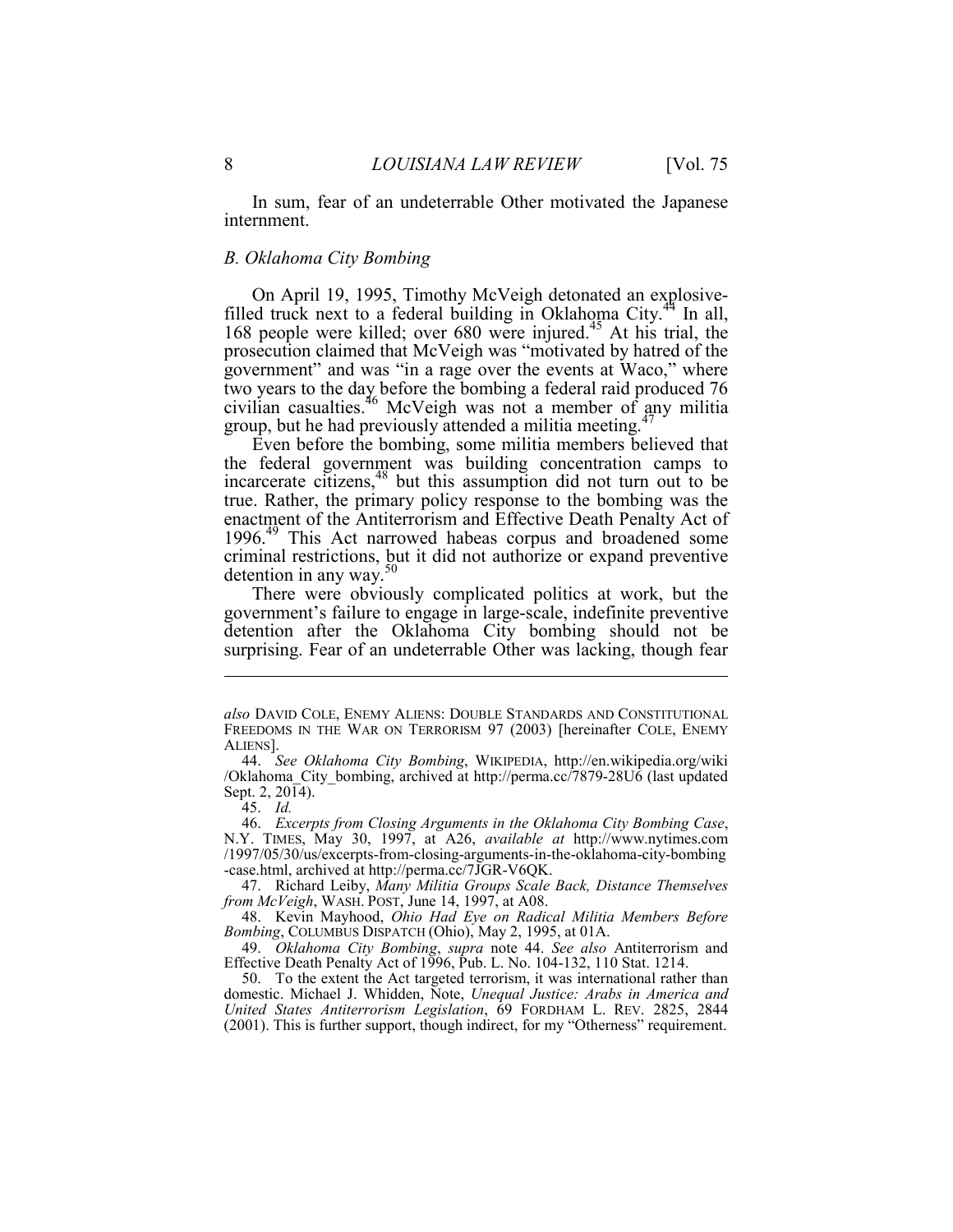In sum, fear of an undeterrable Other motivated the Japanese internment.

### *B. Oklahoma City Bombing*

On April 19, 1995, Timothy McVeigh detonated an explosive-filled truck next to a federal building in Oklahoma City.[44] In all, 168 people were killed; over 680 were injured.[45] At his trial, the prosecution claimed that McVeigh was "motivated by hatred of the government" and was "in a rage over the events at Waco," where two years to the day before the bombing a federal raid produced 76 civilian casualties.[46] McVeigh was not a member of any militia group, but he had previously attended a militia meeting.[47]

Even before the bombing, some militia members believed that the federal government was building concentration camps to incarcerate citizens,[48] but this assumption did not turn out to be true. Rather, the primary policy response to the bombing was the enactment of the Antiterrorism and Effective Death Penalty Act of 1996.[49] This Act narrowed habeas corpus and broadened some criminal restrictions, but it did not authorize or expand preventive detention in any way.[50]

There were obviously complicated politics at work, but the government's failure to engage in large-scale, indefinite preventive detention after the Oklahoma City bombing should not be surprising. Fear of an undeterrable Other was lacking, though fear

---

*also* DAVID COLE, ENEMY ALIENS: DOUBLE STANDARDS AND CONSTITUTIONAL FREEDOMS IN THE WAR ON TERRORISM 97 (2003) [hereinafter COLE, ENEMY ALIENS].

44. *See Oklahoma City Bombing*, WIKIPEDIA, http://en.wikipedia.org/wiki/Oklahoma_City_bombing, archived at http://perma.cc/7879-28U6 (last updated Sept. 2, 2014).

45. *Id.*

46. *Excerpts from Closing Arguments in the Oklahoma City Bombing Case*, N.Y. TIMES, May 30, 1997, at A26, *available at* http://www.nytimes.com/1997/05/30/us/excerpts-from-closing-arguments-in-the-oklahoma-city-bombing-case.html, archived at http://perma.cc/7JGR-V6QK.

47. Richard Leiby, *Many Militia Groups Scale Back, Distance Themselves from McVeigh*, WASH. POST, June 14, 1997, at A08.

48. Kevin Mayhood, *Ohio Had Eye on Radical Militia Members Before Bombing*, COLUMBUS DISPATCH (Ohio), May 2, 1995, at 01A.

49. *Oklahoma City Bombing*, *supra* note 44. *See also* Antiterrorism and Effective Death Penalty Act of 1996, Pub. L. No. 104-132, 110 Stat. 1214.

50. To the extent the Act targeted terrorism, it was international rather than domestic. Michael J. Whidden, Note, *Unequal Justice: Arabs in America and United States Antiterrorism Legislation*, 69 FORDHAM L. REV. 2825, 2844 (2001). This is further support, though indirect, for my "Otherness" requirement.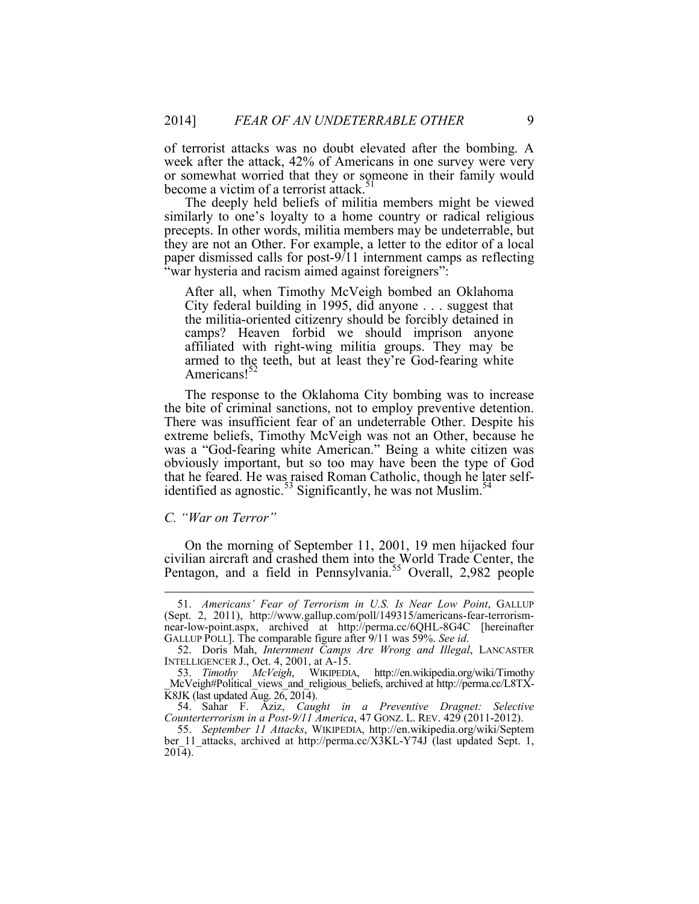of terrorist attacks was no doubt elevated after the bombing. A week after the attack, 42% of Americans in one survey were very or somewhat worried that they or someone in their family would become a victim of a terrorist attack.[51]

The deeply held beliefs of militia members might be viewed similarly to one's loyalty to a home country or radical religious precepts. In other words, militia members may be undeterrable, but they are not an Other. For example, a letter to the editor of a local paper dismissed calls for post-9/11 internment camps as reflecting "war hysteria and racism aimed against foreigners":

> After all, when Timothy McVeigh bombed an Oklahoma City federal building in 1995, did anyone . . . suggest that the militia-oriented citizenry should be forcibly detained in camps? Heaven forbid we should imprison anyone affiliated with right-wing militia groups. They may be armed to the teeth, but at least they're God-fearing white Americans![52]

The response to the Oklahoma City bombing was to increase the bite of criminal sanctions, not to employ preventive detention. There was insufficient fear of an undeterrable Other. Despite his extreme beliefs, Timothy McVeigh was not an Other, because he was a "God-fearing white American." Being a white citizen was obviously important, but so too may have been the type of God that he feared. He was raised Roman Catholic, though he later self-identified as agnostic.[53] Significantly, he was not Muslim.[54]

### *C. "War on Terror"*

On the morning of September 11, 2001, 19 men hijacked four civilian aircraft and crashed them into the World Trade Center, the Pentagon, and a field in Pennsylvania.[55] Overall, 2,982 people

---

51. *Americans' Fear of Terrorism in U.S. Is Near Low Point*, GALLUP (Sept. 2, 2011), http://www.gallup.com/poll/149315/americans-fear-terrorism-near-low-point.aspx, archived at http://perma.cc/6QHL-8G4C [hereinafter GALLUP POLL]. The comparable figure after 9/11 was 59%. *See id*.

52. Doris Mah, *Internment Camps Are Wrong and Illegal*, LANCASTER INTELLIGENCER J., Oct. 4, 2001, at A-15.

53. *Timothy McVeigh*, WIKIPEDIA, http://en.wikipedia.org/wiki/Timothy_McVeigh#Political_views_and_religious_beliefs, archived at http://perma.cc/L8TX-K8JK (last updated Aug. 26, 2014).

54. Sahar F. Aziz, *Caught in a Preventive Dragnet: Selective Counterterrorism in a Post-9/11 America*, 47 GONZ. L. REV. 429 (2011-2012).

55. *September 11 Attacks*, WIKIPEDIA, http://en.wikipedia.org/wiki/September_11_attacks, archived at http://perma.cc/X3KL-Y74J (last updated Sept. 1, 2014).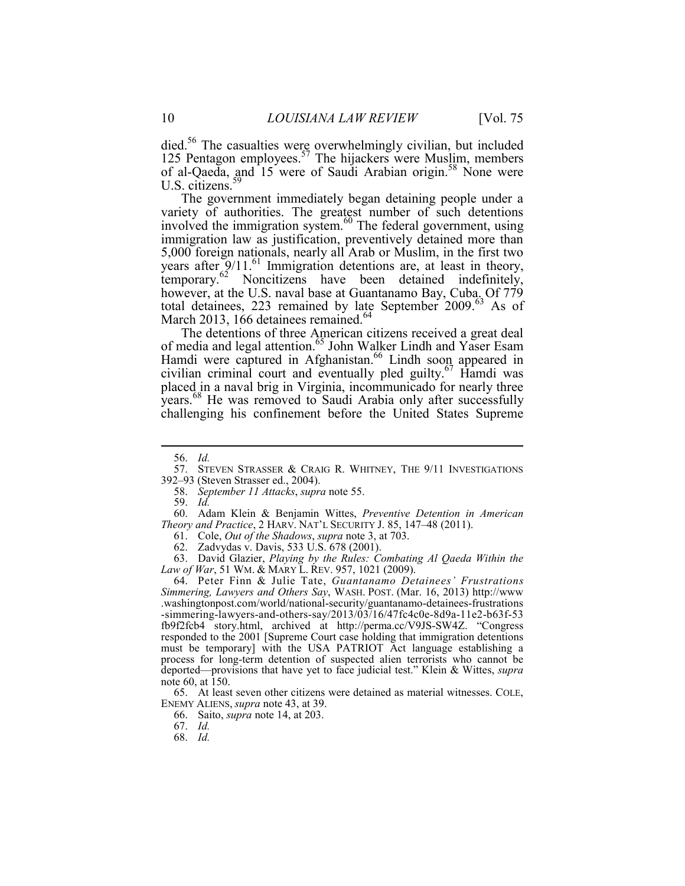died.[56] The casualties were overwhelmingly civilian, but included 125 Pentagon employees.[57] The hijackers were Muslim, members of al-Qaeda, and 15 were of Saudi Arabian origin.[58] None were U.S. citizens.[59]

The government immediately began detaining people under a variety of authorities. The greatest number of such detentions involved the immigration system.[60] The federal government, using immigration law as justification, preventively detained more than 5,000 foreign nationals, nearly all Arab or Muslim, in the first two years after 9/11.[61] Immigration detentions are, at least in theory, temporary.[62] Noncitizens have been detained indefinitely, however, at the U.S. naval base at Guantanamo Bay, Cuba. Of 779 total detainees, 223 remained by late September 2009.[63] As of March 2013, 166 detainees remained.[64]

The detentions of three American citizens received a great deal of media and legal attention.[65] John Walker Lindh and Yaser Esam Hamdi were captured in Afghanistan.[66] Lindh soon appeared in civilian criminal court and eventually pled guilty.[67] Hamdi was placed in a naval brig in Virginia, incommunicado for nearly three years.[68] He was removed to Saudi Arabia only after successfully challenging his confinement before the United States Supreme

---

56. *Id.*

57. STEVEN STRASSER & CRAIG R. WHITNEY, THE 9/11 INVESTIGATIONS 392–93 (Steven Strasser ed., 2004).

58. *September 11 Attacks*, *supra* note 55.

59. *Id.*

60. Adam Klein & Benjamin Wittes, *Preventive Detention in American Theory and Practice*, 2 HARV. NAT'L SECURITY J. 85, 147–48 (2011).

61. Cole, *Out of the Shadows*, *supra* note 3, at 703.

62. Zadvydas v. Davis, 533 U.S. 678 (2001).

63. David Glazier, *Playing by the Rules: Combating Al Qaeda Within the Law of War*, 51 WM. & MARY L. REV. 957, 1021 (2009).

64. Peter Finn & Julie Tate, *Guantanamo Detainees' Frustrations Simmering, Lawyers and Others Say*, WASH. POST. (Mar. 16, 2013) http://www.washingtonpost.com/world/national-security/guantanamo-detainees-frustrations-simmering-lawyers-and-others-say/2013/03/16/47fc4c0e-8d9a-11e2-b63f-53fb9f2fcb4 story.html, archived at http://perma.cc/V9JS-SW4Z. "Congress responded to the 2001 [Supreme Court case holding that immigration detentions must be temporary] with the USA PATRIOT Act language establishing a process for long-term detention of suspected alien terrorists who cannot be deported—provisions that have yet to face judicial test." Klein & Wittes, *supra* note 60, at 150.

65. At least seven other citizens were detained as material witnesses. COLE, ENEMY ALIENS, *supra* note 43, at 39.

66. Saito, *supra* note 14, at 203.

67. *Id.*

68. *Id.*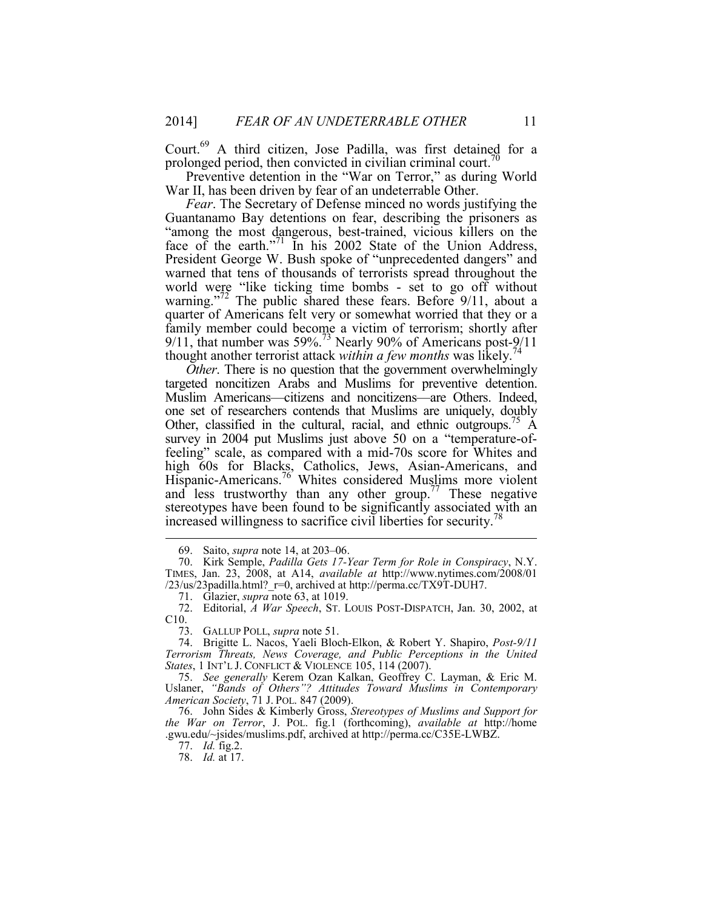Court.[69] A third citizen, Jose Padilla, was first detained for a prolonged period, then convicted in civilian criminal court.[70]

Preventive detention in the "War on Terror," as during World War II, has been driven by fear of an undeterrable Other.

*Fear*. The Secretary of Defense minced no words justifying the Guantanamo Bay detentions on fear, describing the prisoners as "among the most dangerous, best-trained, vicious killers on the face of the earth."[71] In his 2002 State of the Union Address, President George W. Bush spoke of "unprecedented dangers" and warned that tens of thousands of terrorists spread throughout the world were "like ticking time bombs - set to go off without warning."[72] The public shared these fears. Before 9/11, about a quarter of Americans felt very or somewhat worried that they or a family member could become a victim of terrorism; shortly after 9/11, that number was 59%.[73] Nearly 90% of Americans post-9/11 thought another terrorist attack *within a few months* was likely.[74]

*Other*. There is no question that the government overwhelmingly targeted noncitizen Arabs and Muslims for preventive detention. Muslim Americans—citizens and noncitizens—are Others. Indeed, one set of researchers contends that Muslims are uniquely, doubly Other, classified in the cultural, racial, and ethnic outgroups.[75] A survey in 2004 put Muslims just above 50 on a "temperature-of-feeling" scale, as compared with a mid-70s score for Whites and high 60s for Blacks, Catholics, Jews, Asian-Americans, and Hispanic-Americans.[76] Whites considered Muslims more violent and less trustworthy than any other group.[77] These negative stereotypes have been found to be significantly associated with an increased willingness to sacrifice civil liberties for security.[78]

---

69. Saito, *supra* note 14, at 203–06.

70. Kirk Semple, *Padilla Gets 17-Year Term for Role in Conspiracy*, N.Y. TIMES, Jan. 23, 2008, at A14, *available at* http://www.nytimes.com/2008/01/23/us/23padilla.html?_r=0, archived at http://perma.cc/TX9T-DUH7.

71. Glazier, *supra* note 63, at 1019.

72. Editorial, *A War Speech*, ST. LOUIS POST-DISPATCH, Jan. 30, 2002, at C10.

73. GALLUP POLL, *supra* note 51.

74. Brigitte L. Nacos, Yaeli Bloch-Elkon, & Robert Y. Shapiro, *Post-9/11 Terrorism Threats, News Coverage, and Public Perceptions in the United States*, 1 INT'L J. CONFLICT & VIOLENCE 105, 114 (2007).

75. *See generally* Kerem Ozan Kalkan, Geoffrey C. Layman, & Eric M. Uslaner, *"Bands of Others"? Attitudes Toward Muslims in Contemporary American Society*, 71 J. POL. 847 (2009).

76. John Sides & Kimberly Gross, *Stereotypes of Muslims and Support for the War on Terror*, J. POL. fig.1 (forthcoming), *available at* http://home.gwu.edu/~jsides/muslims.pdf, archived at http://perma.cc/C35E-LWBZ.

77. *Id.* fig.2.

78. *Id.* at 17.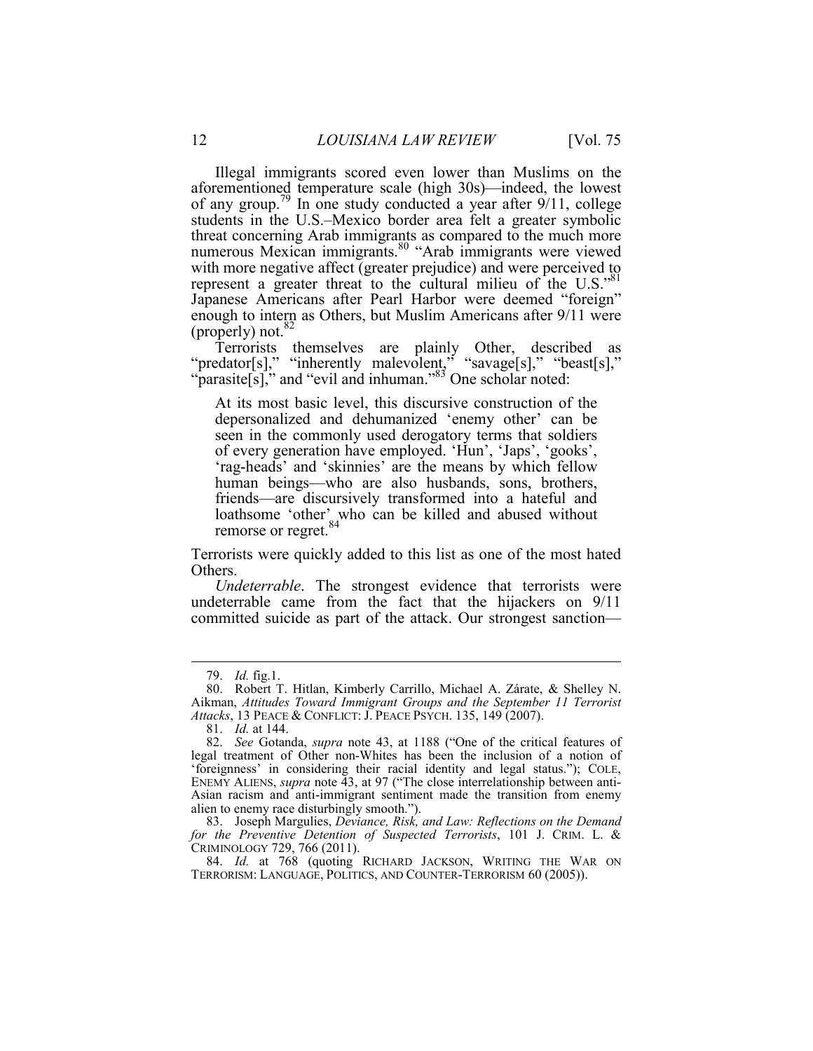Illegal immigrants scored even lower than Muslims on the aforementioned temperature scale (high 30s)—indeed, the lowest of any group.[79] In one study conducted a year after 9/11, college students in the U.S.–Mexico border area felt a greater symbolic threat concerning Arab immigrants as compared to the much more numerous Mexican immigrants.[80] "Arab immigrants were viewed with more negative affect (greater prejudice) and were perceived to represent a greater threat to the cultural milieu of the U.S."[81] Japanese Americans after Pearl Harbor were deemed "foreign" enough to intern as Others, but Muslim Americans after 9/11 were (properly) not.[82]

Terrorists themselves are plainly Other, described as "predator[s]," "inherently malevolent," "savage[s]," "beast[s]," "parasite[s]," and "evil and inhuman."[83] One scholar noted:

> At its most basic level, this discursive construction of the depersonalized and dehumanized 'enemy other' can be seen in the commonly used derogatory terms that soldiers of every generation have employed. 'Hun', 'Japs', 'gooks', 'rag-heads' and 'skinnies' are the means by which fellow human beings—who are also husbands, sons, brothers, friends—are discursively transformed into a hateful and loathsome 'other' who can be killed and abused without remorse or regret.[84]

Terrorists were quickly added to this list as one of the most hated Others.

*Undeterrable*. The strongest evidence that terrorists were undeterrable came from the fact that the hijackers on 9/11 committed suicide as part of the attack. Our strongest sanction—

---

79. *Id.* fig.1.

80. Robert T. Hitlan, Kimberly Carrillo, Michael A. Zárate, & Shelley N. Aikman, *Attitudes Toward Immigrant Groups and the September 11 Terrorist Attacks*, 13 PEACE & CONFLICT: J. PEACE PSYCH. 135, 149 (2007).

81. *Id.* at 144.

82. *See* Gotanda, *supra* note 43, at 1188 ("One of the critical features of legal treatment of Other non-Whites has been the inclusion of a notion of 'foreignness' in considering their racial identity and legal status."); COLE, ENEMY ALIENS, *supra* note 43, at 97 ("The close interrelationship between anti-Asian racism and anti-immigrant sentiment made the transition from enemy alien to enemy race disturbingly smooth.").

83. Joseph Margulies, *Deviance, Risk, and Law: Reflections on the Demand for the Preventive Detention of Suspected Terrorists*, 101 J. CRIM. L. & CRIMINOLOGY 729, 766 (2011).

84. *Id.* at 768 (quoting RICHARD JACKSON, WRITING THE WAR ON TERRORISM: LANGUAGE, POLITICS, AND COUNTER-TERRORISM 60 (2005)).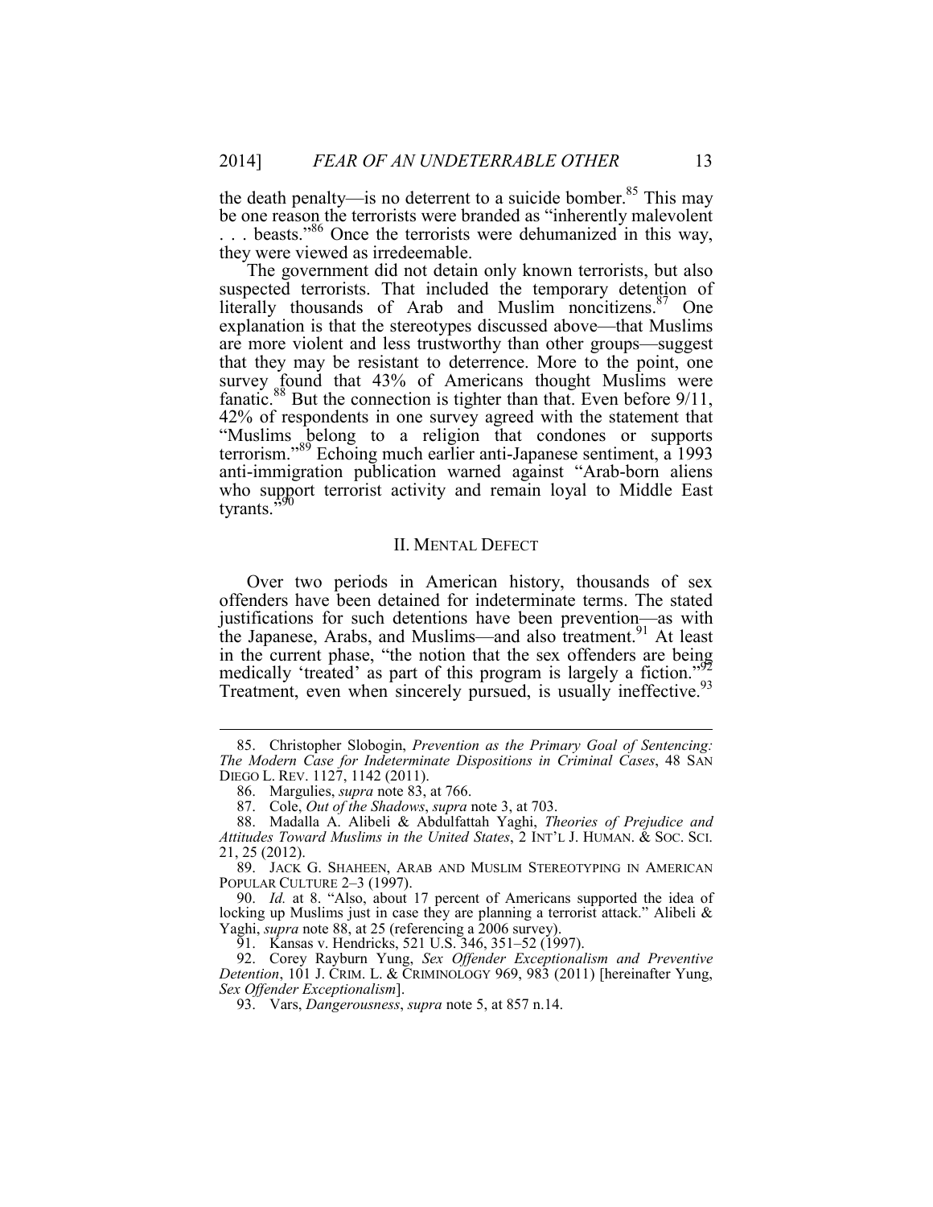the death penalty—is no deterrent to a suicide bomber.[85] This may be one reason the terrorists were branded as "inherently malevolent . . . beasts."[86] Once the terrorists were dehumanized in this way, they were viewed as irredeemable.

The government did not detain only known terrorists, but also suspected terrorists. That included the temporary detention of literally thousands of Arab and Muslim noncitizens.[87] One explanation is that the stereotypes discussed above—that Muslims are more violent and less trustworthy than other groups—suggest that they may be resistant to deterrence. More to the point, one survey found that 43% of Americans thought Muslims were fanatic.[88] But the connection is tighter than that. Even before 9/11, 42% of respondents in one survey agreed with the statement that "Muslims belong to a religion that condones or supports terrorism."[89] Echoing much earlier anti-Japanese sentiment, a 1993 anti-immigration publication warned against "Arab-born aliens who support terrorist activity and remain loyal to Middle East tyrants."[90]

## II. MENTAL DEFECT

Over two periods in American history, thousands of sex offenders have been detained for indeterminate terms. The stated justifications for such detentions have been prevention—as with the Japanese, Arabs, and Muslims—and also treatment.[91] At least in the current phase, "the notion that the sex offenders are being medically 'treated' as part of this program is largely a fiction."[92] Treatment, even when sincerely pursued, is usually ineffective.[93]

---

85. Christopher Slobogin, *Prevention as the Primary Goal of Sentencing: The Modern Case for Indeterminate Dispositions in Criminal Cases*, 48 SAN DIEGO L. REV. 1127, 1142 (2011).

86. Margulies, *supra* note 83, at 766.

87. Cole, *Out of the Shadows*, *supra* note 3, at 703.

88. Madalla A. Alibeli & Abdulfattah Yaghi, *Theories of Prejudice and Attitudes Toward Muslims in the United States*, 2 INT'L J. HUMAN. & SOC. SCI. 21, 25 (2012).

89. JACK G. SHAHEEN, ARAB AND MUSLIM STEREOTYPING IN AMERICAN POPULAR CULTURE 2–3 (1997).

90. *Id.* at 8. "Also, about 17 percent of Americans supported the idea of locking up Muslims just in case they are planning a terrorist attack." Alibeli & Yaghi, *supra* note 88, at 25 (referencing a 2006 survey).

91. Kansas v. Hendricks, 521 U.S. 346, 351–52 (1997).

92. Corey Rayburn Yung, *Sex Offender Exceptionalism and Preventive Detention*, 101 J. CRIM. L. & CRIMINOLOGY 969, 983 (2011) [hereinafter Yung, *Sex Offender Exceptionalism*].

93. Vars, *Dangerousness*, *supra* note 5, at 857 n.14.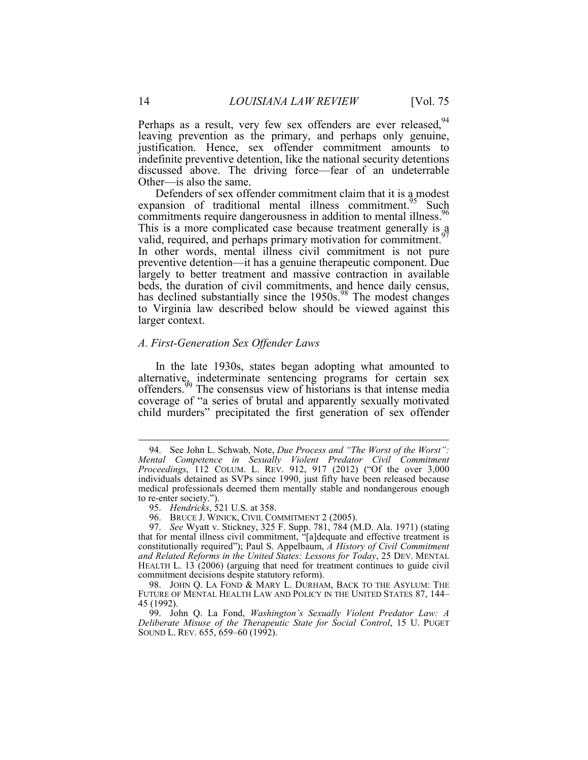Perhaps as a result, very few sex offenders are ever released,[94] leaving prevention as the primary, and perhaps only genuine, justification. Hence, sex offender commitment amounts to indefinite preventive detention, like the national security detentions discussed above. The driving force—fear of an undeterrable Other—is also the same.

Defenders of sex offender commitment claim that it is a modest expansion of traditional mental illness commitment.[95] Such commitments require dangerousness in addition to mental illness.[96] This is a more complicated case because treatment generally is a valid, required, and perhaps primary motivation for commitment.[97] In other words, mental illness civil commitment is not pure preventive detention—it has a genuine therapeutic component. Due largely to better treatment and massive contraction in available beds, the duration of civil commitments, and hence daily census, has declined substantially since the 1950s.[98] The modest changes to Virginia law described below should be viewed against this larger context.

### *A. First-Generation Sex Offender Laws*

In the late 1930s, states began adopting what amounted to alternative, indeterminate sentencing programs for certain sex offenders.[99] The consensus view of historians is that intense media coverage of "a series of brutal and apparently sexually motivated child murders" precipitated the first generation of sex offender

---

94. See John L. Schwab, Note, *Due Process and "The Worst of the Worst": Mental Competence in Sexually Violent Predator Civil Commitment Proceedings*, 112 COLUM. L. REV. 912, 917 (2012) ("Of the over 3,000 individuals detained as SVPs since 1990, just fifty have been released because medical professionals deemed them mentally stable and nondangerous enough to re-enter society.").

95. *Hendricks*, 521 U.S. at 358.

96. BRUCE J. WINICK, CIVIL COMMITMENT 2 (2005).

97. *See* Wyatt v. Stickney, 325 F. Supp. 781, 784 (M.D. Ala. 1971) (stating that for mental illness civil commitment, "[a]dequate and effective treatment is constitutionally required"); Paul S. Appelbaum, *A History of Civil Commitment and Related Reforms in the United States: Lessons for Today*, 25 DEV. MENTAL HEALTH L. 13 (2006) (arguing that need for treatment continues to guide civil commitment decisions despite statutory reform).

98. JOHN Q. LA FOND & MARY L. DURHAM, BACK TO THE ASYLUM: THE FUTURE OF MENTAL HEALTH LAW AND POLICY IN THE UNITED STATES 87, 144–45 (1992).

99. John Q. La Fond, *Washington's Sexually Violent Predator Law: A Deliberate Misuse of the Therapeutic State for Social Control*, 15 U. PUGET SOUND L. REV. 655, 659–60 (1992).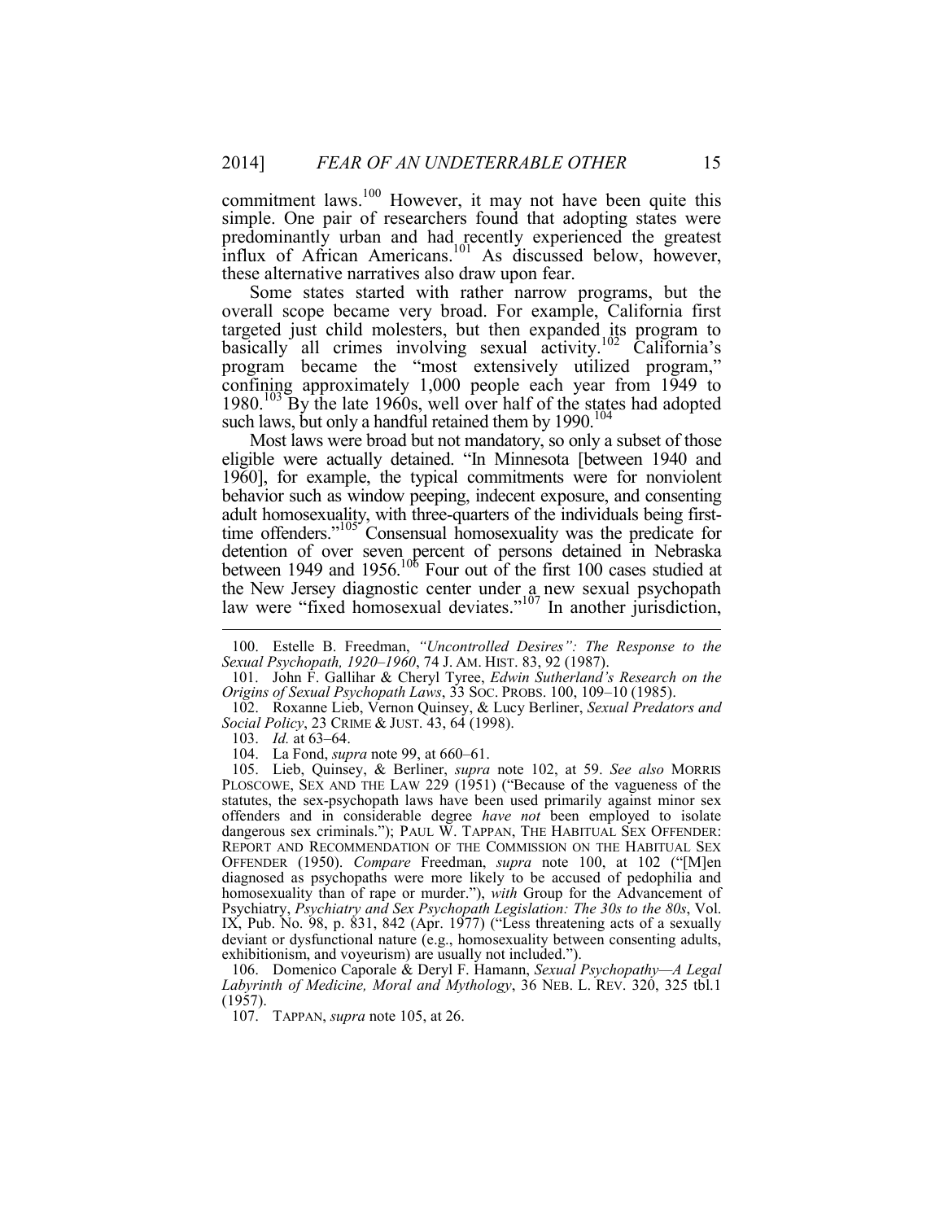commitment laws.[100] However, it may not have been quite this simple. One pair of researchers found that adopting states were predominantly urban and had recently experienced the greatest influx of African Americans.[101] As discussed below, however, these alternative narratives also draw upon fear.

Some states started with rather narrow programs, but the overall scope became very broad. For example, California first targeted just child molesters, but then expanded its program to basically all crimes involving sexual activity.[102] California's program became the "most extensively utilized program," confining approximately 1,000 people each year from 1949 to 1980.[103] By the late 1960s, well over half of the states had adopted such laws, but only a handful retained them by 1990.[104]

Most laws were broad but not mandatory, so only a subset of those eligible were actually detained. "In Minnesota [between 1940 and 1960], for example, the typical commitments were for nonviolent behavior such as window peeping, indecent exposure, and consenting adult homosexuality, with three-quarters of the individuals being first-time offenders."[105] Consensual homosexuality was the predicate for detention of over seven percent of persons detained in Nebraska between 1949 and 1956.[106] Four out of the first 100 cases studied at the New Jersey diagnostic center under a new sexual psychopath law were "fixed homosexual deviates."[107] In another jurisdiction,

---

100. Estelle B. Freedman, *"Uncontrolled Desires": The Response to the Sexual Psychopath, 1920–1960*, 74 J. AM. HIST. 83, 92 (1987).

101. John F. Gallihar & Cheryl Tyree, *Edwin Sutherland's Research on the Origins of Sexual Psychopath Laws*, 33 SOC. PROBS. 100, 109–10 (1985).

102. Roxanne Lieb, Vernon Quinsey, & Lucy Berliner, *Sexual Predators and Social Policy*, 23 CRIME & JUST. 43, 64 (1998).

103. *Id.* at 63–64.

104. La Fond, *supra* note 99, at 660–61.

105. Lieb, Quinsey, & Berliner, *supra* note 102, at 59. *See also* MORRIS PLOSCOWE, SEX AND THE LAW 229 (1951) ("Because of the vagueness of the statutes, the sex-psychopath laws have been used primarily against minor sex offenders and in considerable degree *have not* been employed to isolate dangerous sex criminals."); PAUL W. TAPPAN, THE HABITUAL SEX OFFENDER: REPORT AND RECOMMENDATION OF THE COMMISSION ON THE HABITUAL SEX OFFENDER (1950). *Compare* Freedman, *supra* note 100, at 102 ("[M]en diagnosed as psychopaths were more likely to be accused of pedophilia and homosexuality than of rape or murder."), *with* Group for the Advancement of Psychiatry, *Psychiatry and Sex Psychopath Legislation: The 30s to the 80s*, Vol. IX, Pub. No. 98, p. 831, 842 (Apr. 1977) ("Less threatening acts of a sexually deviant or dysfunctional nature (e.g., homosexuality between consenting adults, exhibitionism, and voyeurism) are usually not included.").

106. Domenico Caporale & Deryl F. Hamann, *Sexual Psychopathy—A Legal Labyrinth of Medicine, Moral and Mythology*, 36 NEB. L. REV. 320, 325 tbl.1 (1957).

107. TAPPAN, *supra* note 105, at 26.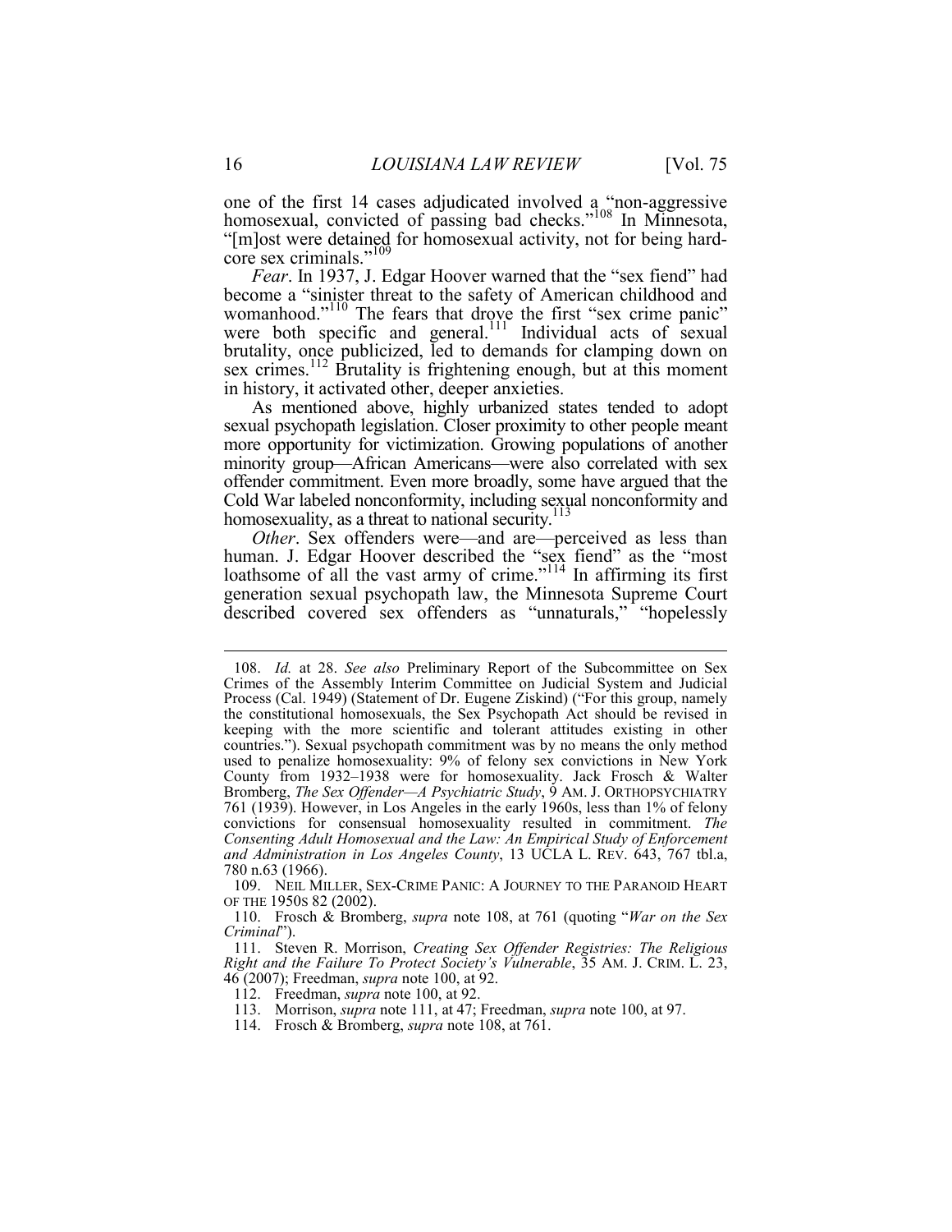one of the first 14 cases adjudicated involved a "non-aggressive homosexual, convicted of passing bad checks."[108] In Minnesota, "[m]ost were detained for homosexual activity, not for being hard-core sex criminals."[109]

*Fear*. In 1937, J. Edgar Hoover warned that the "sex fiend" had become a "sinister threat to the safety of American childhood and womanhood."[110] The fears that drove the first "sex crime panic" were both specific and general.[111] Individual acts of sexual brutality, once publicized, led to demands for clamping down on sex crimes.[112] Brutality is frightening enough, but at this moment in history, it activated other, deeper anxieties.

As mentioned above, highly urbanized states tended to adopt sexual psychopath legislation. Closer proximity to other people meant more opportunity for victimization. Growing populations of another minority group—African Americans—were also correlated with sex offender commitment. Even more broadly, some have argued that the Cold War labeled nonconformity, including sexual nonconformity and homosexuality, as a threat to national security.[113]

*Other*. Sex offenders were—and are—perceived as less than human. J. Edgar Hoover described the "sex fiend" as the "most loathsome of all the vast army of crime."[114] In affirming its first generation sexual psychopath law, the Minnesota Supreme Court described covered sex offenders as "unnaturals," "hopelessly

---

108. *Id.* at 28. *See also* Preliminary Report of the Subcommittee on Sex Crimes of the Assembly Interim Committee on Judicial System and Judicial Process (Cal. 1949) (Statement of Dr. Eugene Ziskind) ("For this group, namely the constitutional homosexuals, the Sex Psychopath Act should be revised in keeping with the more scientific and tolerant attitudes existing in other countries."). Sexual psychopath commitment was by no means the only method used to penalize homosexuality: 9% of felony sex convictions in New York County from 1932–1938 were for homosexuality. Jack Frosch & Walter Bromberg, *The Sex Offender—A Psychiatric Study*, 9 AM. J. ORTHOPSYCHIATRY 761 (1939). However, in Los Angeles in the early 1960s, less than 1% of felony convictions for consensual homosexuality resulted in commitment. *The Consenting Adult Homosexual and the Law: An Empirical Study of Enforcement and Administration in Los Angeles County*, 13 UCLA L. REV. 643, 767 tbl.a, 780 n.63 (1966).

109. NEIL MILLER, SEX-CRIME PANIC: A JOURNEY TO THE PARANOID HEART OF THE 1950S 82 (2002).

110. Frosch & Bromberg, *supra* note 108, at 761 (quoting "*War on the Sex Criminal*").

111. Steven R. Morrison, *Creating Sex Offender Registries: The Religious Right and the Failure To Protect Society's Vulnerable*, 35 AM. J. CRIM. L. 23, 46 (2007); Freedman, *supra* note 100, at 92.

112. Freedman, *supra* note 100, at 92.

113. Morrison, *supra* note 111, at 47; Freedman, *supra* note 100, at 97.

114. Frosch & Bromberg, *supra* note 108, at 761.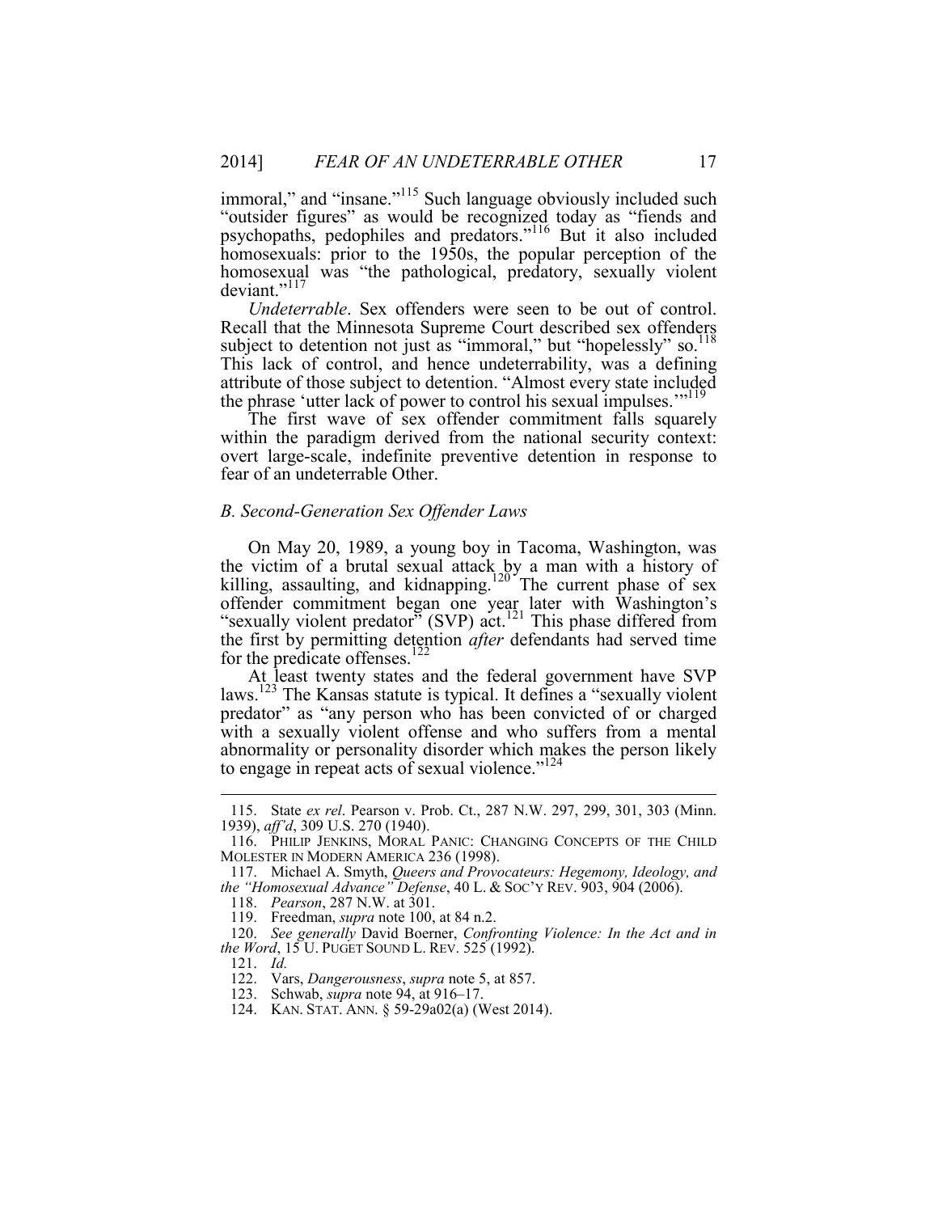immoral," and "insane."[115] Such language obviously included such "outsider figures" as would be recognized today as "fiends and psychopaths, pedophiles and predators."[116] But it also included homosexuals: prior to the 1950s, the popular perception of the homosexual was "the pathological, predatory, sexually violent deviant."[117]

*Undeterrable*. Sex offenders were seen to be out of control. Recall that the Minnesota Supreme Court described sex offenders subject to detention not just as "immoral," but "hopelessly" so.[118] This lack of control, and hence undeterrability, was a defining attribute of those subject to detention. "Almost every state included the phrase 'utter lack of power to control his sexual impulses.'"[119]

The first wave of sex offender commitment falls squarely within the paradigm derived from the national security context: overt large-scale, indefinite preventive detention in response to fear of an undeterrable Other.

### *B. Second-Generation Sex Offender Laws*

On May 20, 1989, a young boy in Tacoma, Washington, was the victim of a brutal sexual attack by a man with a history of killing, assaulting, and kidnapping.[120] The current phase of sex offender commitment began one year later with Washington's "sexually violent predator" (SVP) act.[121] This phase differed from the first by permitting detention *after* defendants had served time for the predicate offenses.[122]

At least twenty states and the federal government have SVP laws.[123] The Kansas statute is typical. It defines a "sexually violent predator" as "any person who has been convicted of or charged with a sexually violent offense and who suffers from a mental abnormality or personality disorder which makes the person likely to engage in repeat acts of sexual violence."[124]

---

115. State *ex rel*. Pearson v. Prob. Ct., 287 N.W. 297, 299, 301, 303 (Minn. 1939), *aff'd*, 309 U.S. 270 (1940).

116. PHILIP JENKINS, MORAL PANIC: CHANGING CONCEPTS OF THE CHILD MOLESTER IN MODERN AMERICA 236 (1998).

117. Michael A. Smyth, *Queers and Provocateurs: Hegemony, Ideology, and the "Homosexual Advance" Defense*, 40 L. & SOC'Y REV. 903, 904 (2006).

118. *Pearson*, 287 N.W. at 301.

119. Freedman, *supra* note 100, at 84 n.2.

120. *See generally* David Boerner, *Confronting Violence: In the Act and in the Word*, 15 U. PUGET SOUND L. REV. 525 (1992).

121. *Id.*

122. Vars, *Dangerousness*, *supra* note 5, at 857.

123. Schwab, *supra* note 94, at 916–17.

124. KAN. STAT. ANN. § 59-29a02(a) (West 2014).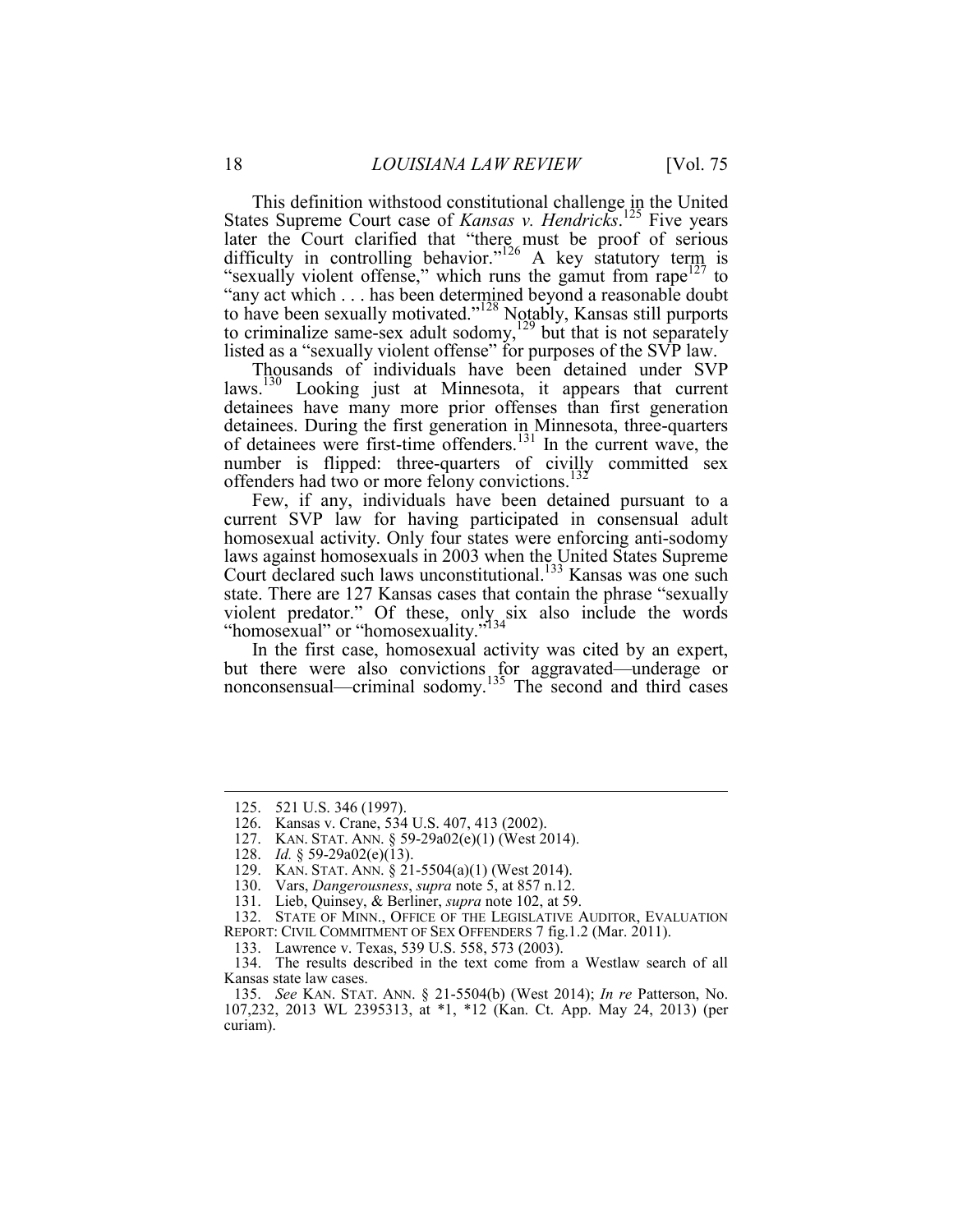This definition withstood constitutional challenge in the United States Supreme Court case of *Kansas v. Hendricks*.[125] Five years later the Court clarified that "there must be proof of serious difficulty in controlling behavior."[126] A key statutory term is "sexually violent offense," which runs the gamut from rape[127] to "any act which . . . has been determined beyond a reasonable doubt to have been sexually motivated."[128] Notably, Kansas still purports to criminalize same-sex adult sodomy,[129] but that is not separately listed as a "sexually violent offense" for purposes of the SVP law.

Thousands of individuals have been detained under SVP laws.[130] Looking just at Minnesota, it appears that current detainees have many more prior offenses than first generation detainees. During the first generation in Minnesota, three-quarters of detainees were first-time offenders.[131] In the current wave, the number is flipped: three-quarters of civilly committed sex offenders had two or more felony convictions.[132]

Few, if any, individuals have been detained pursuant to a current SVP law for having participated in consensual adult homosexual activity. Only four states were enforcing anti-sodomy laws against homosexuals in 2003 when the United States Supreme Court declared such laws unconstitutional.[133] Kansas was one such state. There are 127 Kansas cases that contain the phrase "sexually violent predator." Of these, only six also include the words "homosexual" or "homosexuality."[134]

In the first case, homosexual activity was cited by an expert, but there were also convictions for aggravated—underage or nonconsensual—criminal sodomy.[135] The second and third cases

---

125. 521 U.S. 346 (1997).

126. Kansas v. Crane, 534 U.S. 407, 413 (2002).

127. KAN. STAT. ANN. § 59-29a02(e)(1) (West 2014).

128. *Id.* § 59-29a02(e)(13).

129. KAN. STAT. ANN. § 21-5504(a)(1) (West 2014).

130. Vars, *Dangerousness*, *supra* note 5, at 857 n.12.

131. Lieb, Quinsey, & Berliner, *supra* note 102, at 59.

132. STATE OF MINN., OFFICE OF THE LEGISLATIVE AUDITOR, EVALUATION REPORT: CIVIL COMMITMENT OF SEX OFFENDERS 7 fig.1.2 (Mar. 2011).

133. Lawrence v. Texas, 539 U.S. 558, 573 (2003).

134. The results described in the text come from a Westlaw search of all Kansas state law cases.

135. *See* KAN. STAT. ANN. § 21-5504(b) (West 2014); *In re* Patterson, No. 107,232, 2013 WL 2395313, at *1, *12 (Kan. Ct. App. May 24, 2013) (per curiam).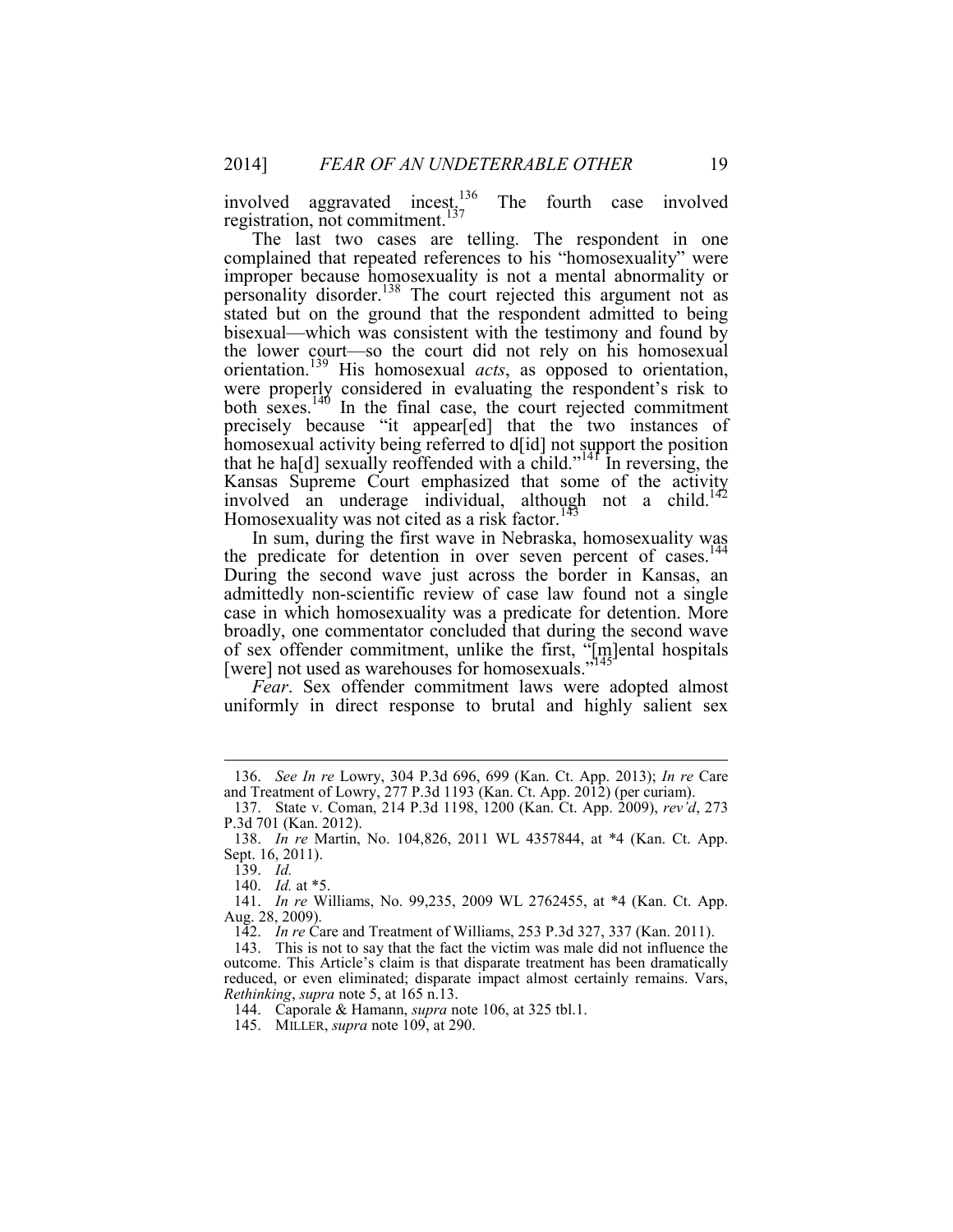involved aggravated incest.[136] The fourth case involved registration, not commitment.[137]

The last two cases are telling. The respondent in one complained that repeated references to his "homosexuality" were improper because homosexuality is not a mental abnormality or personality disorder.[138] The court rejected this argument not as stated but on the ground that the respondent admitted to being bisexual—which was consistent with the testimony and found by the lower court—so the court did not rely on his homosexual orientation.[139] His homosexual *acts*, as opposed to orientation, were properly considered in evaluating the respondent's risk to both sexes.[140] In the final case, the court rejected commitment precisely because "it appear[ed] that the two instances of homosexual activity being referred to d[id] not support the position that he ha[d] sexually reoffended with a child."[141] In reversing, the Kansas Supreme Court emphasized that some of the activity involved an underage individual, although not a child.[142] Homosexuality was not cited as a risk factor.[143]

In sum, during the first wave in Nebraska, homosexuality was the predicate for detention in over seven percent of cases.[144] During the second wave just across the border in Kansas, an admittedly non-scientific review of case law found not a single case in which homosexuality was a predicate for detention. More broadly, one commentator concluded that during the second wave of sex offender commitment, unlike the first, "[m]ental hospitals [were] not used as warehouses for homosexuals."[145]

*Fear*. Sex offender commitment laws were adopted almost uniformly in direct response to brutal and highly salient sex

---

136. *See In re* Lowry, 304 P.3d 696, 699 (Kan. Ct. App. 2013); *In re* Care and Treatment of Lowry, 277 P.3d 1193 (Kan. Ct. App. 2012) (per curiam).

137. State v. Coman, 214 P.3d 1198, 1200 (Kan. Ct. App. 2009), *rev'd*, 273 P.3d 701 (Kan. 2012).

138. *In re* Martin, No. 104,826, 2011 WL 4357844, at *4 (Kan. Ct. App. Sept. 16, 2011).

139. *Id.*

140. *Id.* at *5.

141. *In re* Williams, No. 99,235, 2009 WL 2762455, at *4 (Kan. Ct. App. Aug. 28, 2009).

142. *In re* Care and Treatment of Williams, 253 P.3d 327, 337 (Kan. 2011).

143. This is not to say that the fact the victim was male did not influence the outcome. This Article's claim is that disparate treatment has been dramatically reduced, or even eliminated; disparate impact almost certainly remains. Vars, *Rethinking*, *supra* note 5, at 165 n.13.

144. Caporale & Hamann, *supra* note 106, at 325 tbl.1.

145. MILLER, *supra* note 109, at 290.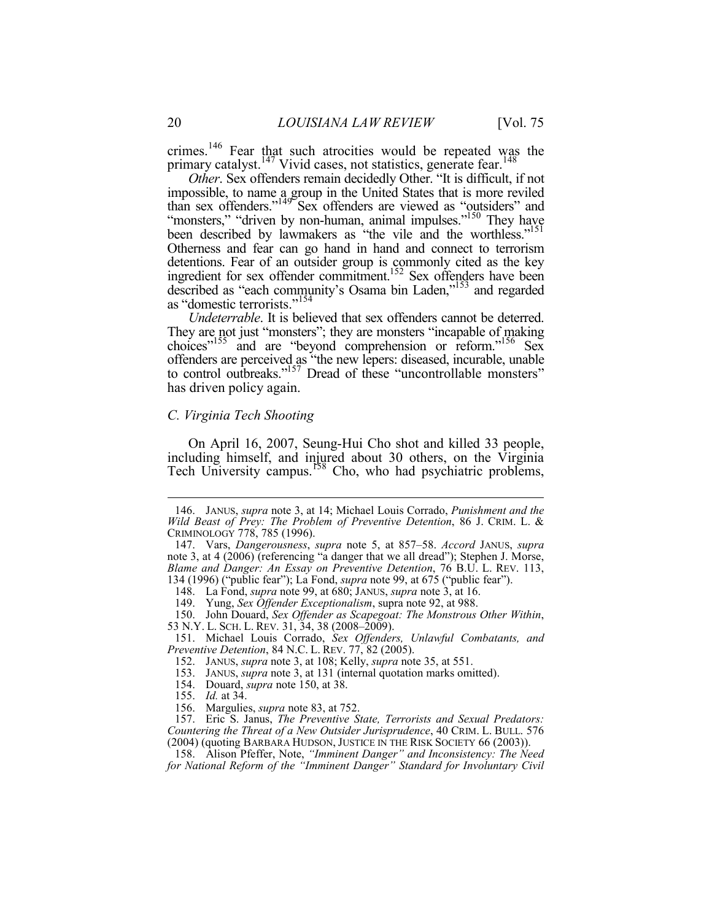crimes.[146] Fear that such atrocities would be repeated was the primary catalyst.[147] Vivid cases, not statistics, generate fear.[148]

*Other*. Sex offenders remain decidedly Other. "It is difficult, if not impossible, to name a group in the United States that is more reviled than sex offenders."[149] Sex offenders are viewed as "outsiders" and "monsters," "driven by non-human, animal impulses."[150] They have been described by lawmakers as "the vile and the worthless."[151] Otherness and fear can go hand in hand and connect to terrorism detentions. Fear of an outsider group is commonly cited as the key ingredient for sex offender commitment.[152] Sex offenders have been described as "each community's Osama bin Laden,"[153] and regarded as "domestic terrorists."[154]

*Undeterrable*. It is believed that sex offenders cannot be deterred. They are not just "monsters"; they are monsters "incapable of making choices"[155] and are "beyond comprehension or reform."[156] Sex offenders are perceived as "the new lepers: diseased, incurable, unable to control outbreaks."[157] Dread of these "uncontrollable monsters" has driven policy again.

### *C. Virginia Tech Shooting*

On April 16, 2007, Seung-Hui Cho shot and killed 33 people, including himself, and injured about 30 others, on the Virginia Tech University campus.[158] Cho, who had psychiatric problems,

---

146. JANUS, *supra* note 3, at 14; Michael Louis Corrado, *Punishment and the Wild Beast of Prey: The Problem of Preventive Detention*, 86 J. CRIM. L. & CRIMINOLOGY 778, 785 (1996).

147. Vars, *Dangerousness*, *supra* note 5, at 857–58. *Accord* JANUS, *supra* note 3, at 4 (2006) (referencing "a danger that we all dread"); Stephen J. Morse, *Blame and Danger: An Essay on Preventive Detention*, 76 B.U. L. REV. 113, 134 (1996) ("public fear"); La Fond, *supra* note 99, at 675 ("public fear").

148. La Fond, *supra* note 99, at 680; JANUS, *supra* note 3, at 16.

149. Yung, *Sex Offender Exceptionalism*, supra note 92, at 988.

150. John Douard, *Sex Offender as Scapegoat: The Monstrous Other Within*, 53 N.Y. L. SCH. L. REV. 31, 34, 38 (2008–2009).

151. Michael Louis Corrado, *Sex Offenders, Unlawful Combatants, and Preventive Detention*, 84 N.C. L. REV. 77, 82 (2005).

152. JANUS, *supra* note 3, at 108; Kelly, *supra* note 35, at 551.

153. JANUS, *supra* note 3, at 131 (internal quotation marks omitted).

154. Douard, *supra* note 150, at 38.

155. *Id.* at 34.

156. Margulies, *supra* note 83, at 752.

157. Eric S. Janus, *The Preventive State, Terrorists and Sexual Predators: Countering the Threat of a New Outsider Jurisprudence*, 40 CRIM. L. BULL. 576 (2004) (quoting BARBARA HUDSON, JUSTICE IN THE RISK SOCIETY 66 (2003)).

158. Alison Pfeffer, Note, *"Imminent Danger" and Inconsistency: The Need for National Reform of the "Imminent Danger" Standard for Involuntary Civil*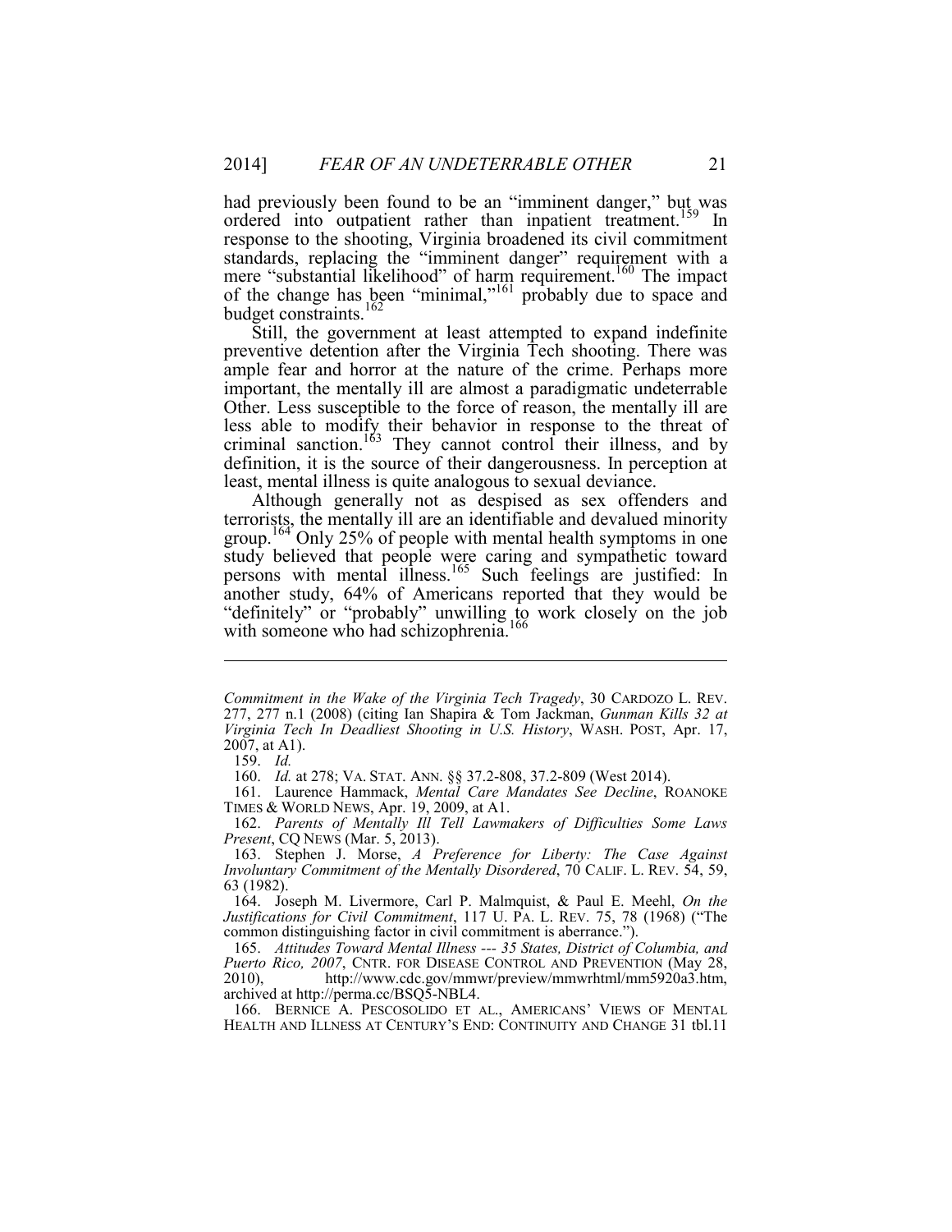had previously been found to be an "imminent danger," but was ordered into outpatient rather than inpatient treatment.[159] In response to the shooting, Virginia broadened its civil commitment standards, replacing the "imminent danger" requirement with a mere "substantial likelihood" of harm requirement.[160] The impact of the change has been "minimal,"[161] probably due to space and budget constraints.[162]

Still, the government at least attempted to expand indefinite preventive detention after the Virginia Tech shooting. There was ample fear and horror at the nature of the crime. Perhaps more important, the mentally ill are almost a paradigmatic undeterrable Other. Less susceptible to the force of reason, the mentally ill are less able to modify their behavior in response to the threat of criminal sanction.[163] They cannot control their illness, and by definition, it is the source of their dangerousness. In perception at least, mental illness is quite analogous to sexual deviance.

Although generally not as despised as sex offenders and terrorists, the mentally ill are an identifiable and devalued minority group.[164] Only 25% of people with mental health symptoms in one study believed that people were caring and sympathetic toward persons with mental illness.[165] Such feelings are justified: In another study, 64% of Americans reported that they would be "definitely" or "probably" unwilling to work closely on the job with someone who had schizophrenia.[166]

---

*Commitment in the Wake of the Virginia Tech Tragedy*, 30 CARDOZO L. REV. 277, 277 n.1 (2008) (citing Ian Shapira & Tom Jackman, *Gunman Kills 32 at Virginia Tech In Deadliest Shooting in U.S. History*, WASH. POST, Apr. 17, 2007, at A1).

159. *Id.*

160. *Id.* at 278; VA. STAT. ANN. §§ 37.2-808, 37.2-809 (West 2014).

161. Laurence Hammack, *Mental Care Mandates See Decline*, ROANOKE TIMES & WORLD NEWS, Apr. 19, 2009, at A1.

162. *Parents of Mentally Ill Tell Lawmakers of Difficulties Some Laws Present*, CQ NEWS (Mar. 5, 2013).

163. Stephen J. Morse, *A Preference for Liberty: The Case Against Involuntary Commitment of the Mentally Disordered*, 70 CALIF. L. REV. 54, 59, 63 (1982).

164. Joseph M. Livermore, Carl P. Malmquist, & Paul E. Meehl, *On the Justifications for Civil Commitment*, 117 U. PA. L. REV. 75, 78 (1968) ("The common distinguishing factor in civil commitment is aberrance.").

165. *Attitudes Toward Mental Illness --- 35 States, District of Columbia, and Puerto Rico, 2007*, CNTR. FOR DISEASE CONTROL AND PREVENTION (May 28, 2010), http://www.cdc.gov/mmwr/preview/mmwrhtml/mm5920a3.htm, archived at http://perma.cc/BSQ5-NBL4.

166. BERNICE A. PESCOSOLIDO ET AL., AMERICANS' VIEWS OF MENTAL HEALTH AND ILLNESS AT CENTURY'S END: CONTINUITY AND CHANGE 31 tbl.11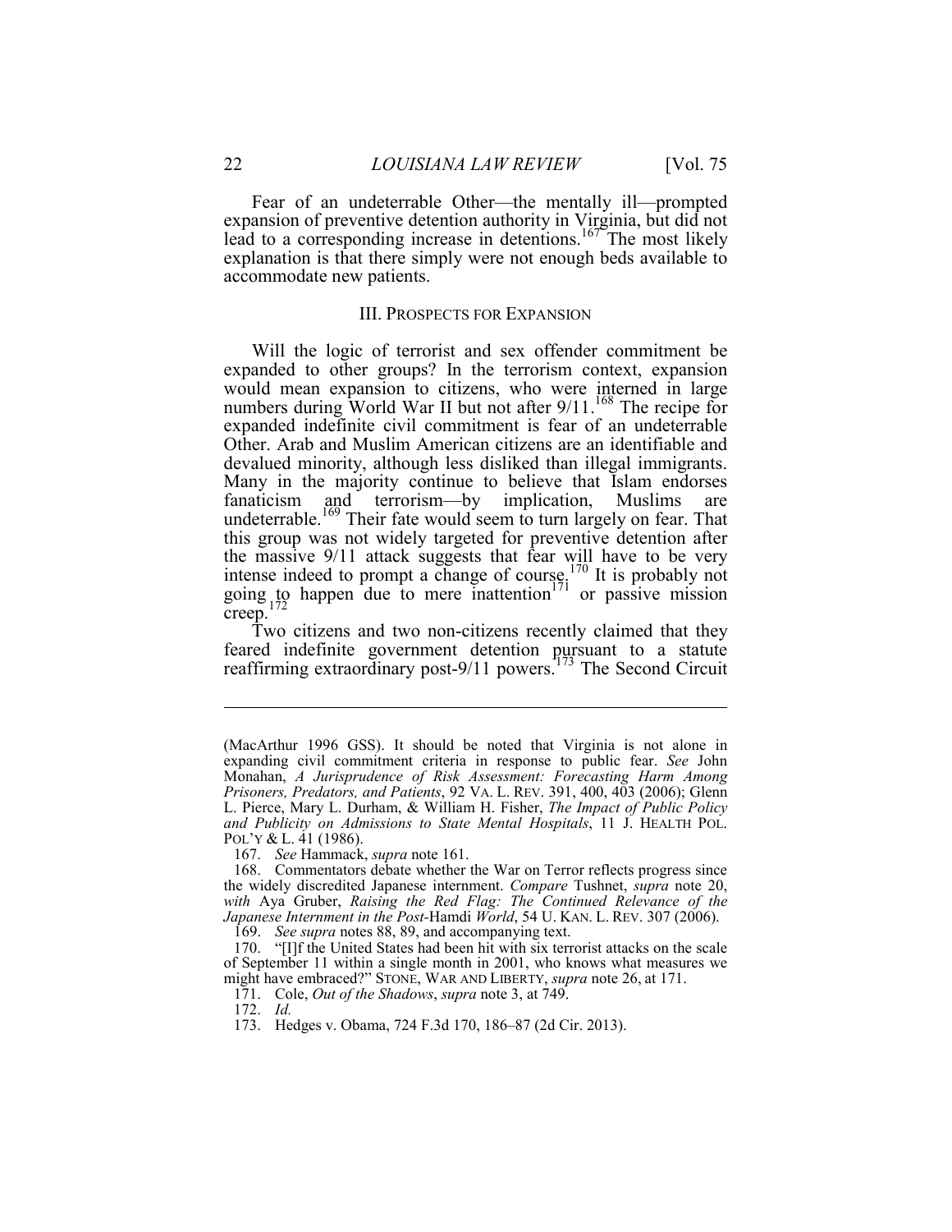Fear of an undeterrable Other—the mentally ill—prompted expansion of preventive detention authority in Virginia, but did not lead to a corresponding increase in detentions.[167] The most likely explanation is that there simply were not enough beds available to accommodate new patients.

## III. PROSPECTS FOR EXPANSION

Will the logic of terrorist and sex offender commitment be expanded to other groups? In the terrorism context, expansion would mean expansion to citizens, who were interned in large numbers during World War II but not after 9/11.[168] The recipe for expanded indefinite civil commitment is fear of an undeterrable Other. Arab and Muslim American citizens are an identifiable and devalued minority, although less disliked than illegal immigrants. Many in the majority continue to believe that Islam endorses fanaticism and terrorism—by implication, Muslims are undeterrable.[169] Their fate would seem to turn largely on fear. That this group was not widely targeted for preventive detention after the massive 9/11 attack suggests that fear will have to be very intense indeed to prompt a change of course.[170] It is probably not going to happen due to mere inattention[171] or passive mission creep.[172]

Two citizens and two non-citizens recently claimed that they feared indefinite government detention pursuant to a statute reaffirming extraordinary post-9/11 powers.[173] The Second Circuit

---

(MacArthur 1996 GSS). It should be noted that Virginia is not alone in expanding civil commitment criteria in response to public fear. *See* John Monahan, *A Jurisprudence of Risk Assessment: Forecasting Harm Among Prisoners, Predators, and Patients*, 92 VA. L. REV. 391, 400, 403 (2006); Glenn L. Pierce, Mary L. Durham, & William H. Fisher, *The Impact of Public Policy and Publicity on Admissions to State Mental Hospitals*, 11 J. HEALTH POL. POL'Y & L. 41 (1986).

167. *See* Hammack, *supra* note 161.

168. Commentators debate whether the War on Terror reflects progress since the widely discredited Japanese internment. *Compare* Tushnet, *supra* note 20, *with* Aya Gruber, *Raising the Red Flag: The Continued Relevance of the Japanese Internment in the Post-*Hamdi *World*, 54 U. KAN. L. REV. 307 (2006).

169. *See supra* notes 88, 89, and accompanying text.

170. "[I]f the United States had been hit with six terrorist attacks on the scale of September 11 within a single month in 2001, who knows what measures we might have embraced?" STONE, WAR AND LIBERTY, *supra* note 26, at 171.

171. Cole, *Out of the Shadows*, *supra* note 3, at 749.

172. *Id.*

173. Hedges v. Obama, 724 F.3d 170, 186–87 (2d Cir. 2013).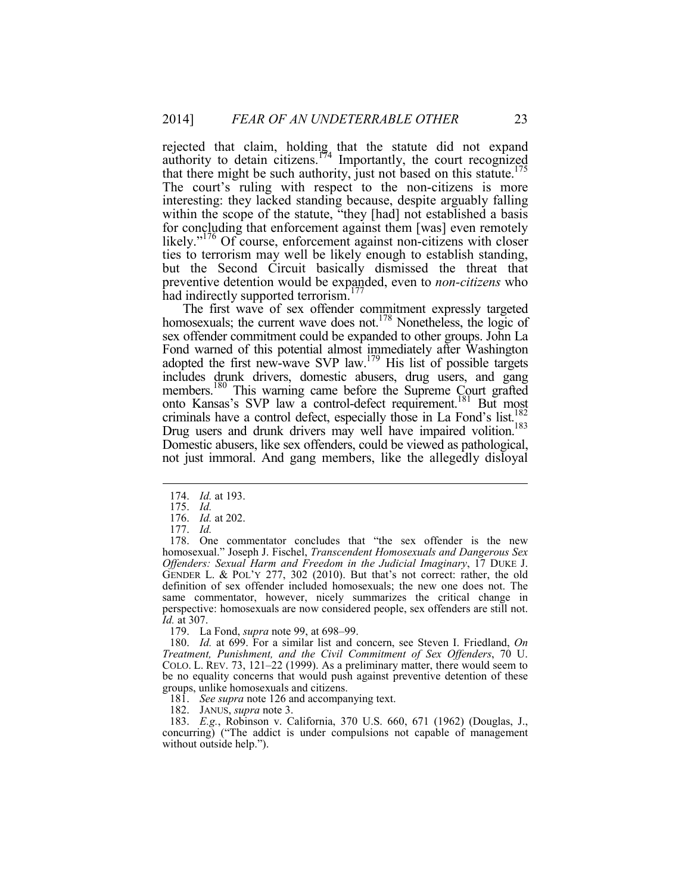rejected that claim, holding that the statute did not expand authority to detain citizens.[174] Importantly, the court recognized that there might be such authority, just not based on this statute.[175] The court's ruling with respect to the non-citizens is more interesting: they lacked standing because, despite arguably falling within the scope of the statute, "they [had] not established a basis for concluding that enforcement against them [was] even remotely likely."[176] Of course, enforcement against non-citizens with closer ties to terrorism may well be likely enough to establish standing, but the Second Circuit basically dismissed the threat that preventive detention would be expanded, even to *non-citizens* who had indirectly supported terrorism.[177]

The first wave of sex offender commitment expressly targeted homosexuals; the current wave does not.[178] Nonetheless, the logic of sex offender commitment could be expanded to other groups. John La Fond warned of this potential almost immediately after Washington adopted the first new-wave SVP law.[179] His list of possible targets includes drunk drivers, domestic abusers, drug users, and gang members.[180] This warning came before the Supreme Court grafted onto Kansas's SVP law a control-defect requirement.[181] But most criminals have a control defect, especially those in La Fond's list.[182] Drug users and drunk drivers may well have impaired volition.[183] Domestic abusers, like sex offenders, could be viewed as pathological, not just immoral. And gang members, like the allegedly disloyal

---

174. *Id.* at 193.

175. *Id.*

176. *Id.* at 202.

177. *Id.*

178. One commentator concludes that "the sex offender is the new homosexual." Joseph J. Fischel, *Transcendent Homosexuals and Dangerous Sex Offenders: Sexual Harm and Freedom in the Judicial Imaginary*, 17 DUKE J. GENDER L. & POL'Y 277, 302 (2010). But that's not correct: rather, the old definition of sex offender included homosexuals; the new one does not. The same commentator, however, nicely summarizes the critical change in perspective: homosexuals are now considered people, sex offenders are still not. *Id.* at 307.

179. La Fond, *supra* note 99, at 698–99.

180. *Id.* at 699. For a similar list and concern, see Steven I. Friedland, *On Treatment, Punishment, and the Civil Commitment of Sex Offenders*, 70 U. COLO. L. REV. 73, 121–22 (1999). As a preliminary matter, there would seem to be no equality concerns that would push against preventive detention of these groups, unlike homosexuals and citizens.

181. *See supra* note 126 and accompanying text.

182. JANUS, *supra* note 3.

183. *E.g.*, Robinson v. California, 370 U.S. 660, 671 (1962) (Douglas, J., concurring) ("The addict is under compulsions not capable of management without outside help.").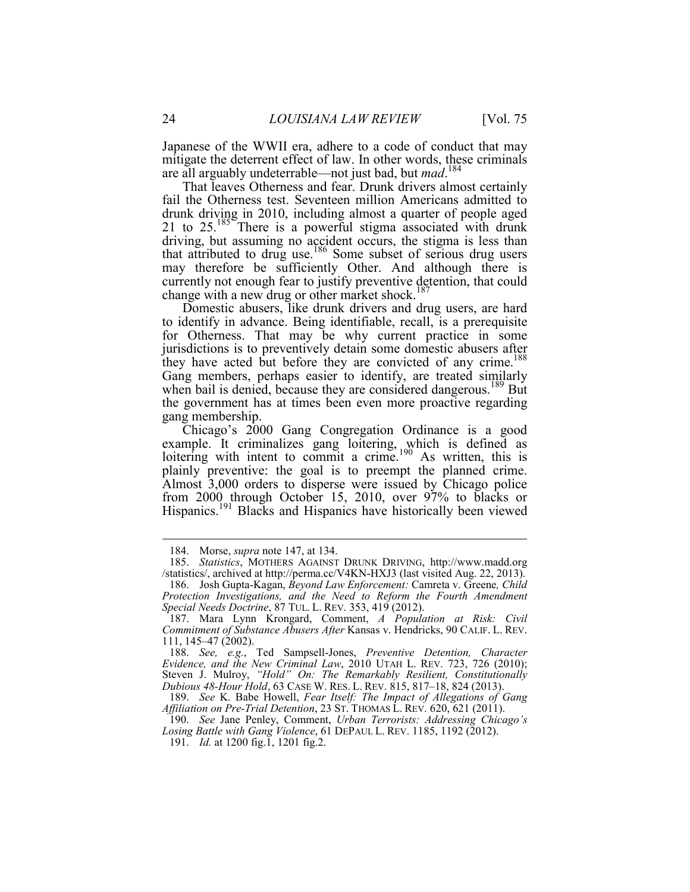Japanese of the WWII era, adhere to a code of conduct that may mitigate the deterrent effect of law. In other words, these criminals are all arguably undeterrable—not just bad, but *mad*.[184]

That leaves Otherness and fear. Drunk drivers almost certainly fail the Otherness test. Seventeen million Americans admitted to drunk driving in 2010, including almost a quarter of people aged 21 to 25.[185] There is a powerful stigma associated with drunk driving, but assuming no accident occurs, the stigma is less than that attributed to drug use.[186] Some subset of serious drug users may therefore be sufficiently Other. And although there is currently not enough fear to justify preventive detention, that could change with a new drug or other market shock.[187]

Domestic abusers, like drunk drivers and drug users, are hard to identify in advance. Being identifiable, recall, is a prerequisite for Otherness. That may be why current practice in some jurisdictions is to preventively detain some domestic abusers after they have acted but before they are convicted of any crime.[188] Gang members, perhaps easier to identify, are treated similarly when bail is denied, because they are considered dangerous.[189] But the government has at times been even more proactive regarding gang membership.

Chicago's 2000 Gang Congregation Ordinance is a good example. It criminalizes gang loitering, which is defined as loitering with intent to commit a crime.[190] As written, this is plainly preventive: the goal is to preempt the planned crime. Almost 3,000 orders to disperse were issued by Chicago police from 2000 through October 15, 2010, over 97% to blacks or Hispanics.[191] Blacks and Hispanics have historically been viewed

---

184. Morse, *supra* note 147, at 134.

185. *Statistics*, MOTHERS AGAINST DRUNK DRIVING, http://www.madd.org/statistics/, archived at http://perma.cc/V4KN-HXJ3 (last visited Aug. 22, 2013).

186. Josh Gupta-Kagan, *Beyond Law Enforcement:* Camreta v. Greene*, Child Protection Investigations, and the Need to Reform the Fourth Amendment Special Needs Doctrine*, 87 TUL. L. REV. 353, 419 (2012).

187. Mara Lynn Krongard, Comment, *A Population at Risk: Civil Commitment of Substance Abusers After* Kansas v. Hendricks, 90 CALIF. L. REV. 111, 145–47 (2002).

188. *See, e.g.*, Ted Sampsell-Jones, *Preventive Detention, Character Evidence, and the New Criminal Law*, 2010 UTAH L. REV. 723, 726 (2010); Steven J. Mulroy, *"Hold" On: The Remarkably Resilient, Constitutionally Dubious 48-Hour Hold*, 63 CASE W. RES. L. REV. 815, 817–18, 824 (2013).

189. *See* K. Babe Howell, *Fear Itself: The Impact of Allegations of Gang Affiliation on Pre-Trial Detention*, 23 ST. THOMAS L. REV. 620, 621 (2011).

190. *See* Jane Penley, Comment, *Urban Terrorists: Addressing Chicago's Losing Battle with Gang Violence*, 61 DEPAUL L. REV. 1185, 1192 (2012).

191. *Id.* at 1200 fig.1, 1201 fig.2.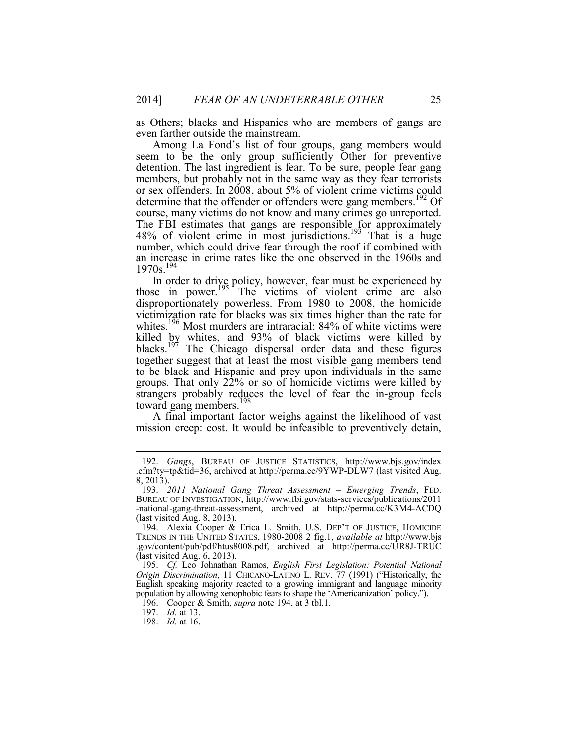as Others; blacks and Hispanics who are members of gangs are even farther outside the mainstream.

Among La Fond's list of four groups, gang members would seem to be the only group sufficiently Other for preventive detention. The last ingredient is fear. To be sure, people fear gang members, but probably not in the same way as they fear terrorists or sex offenders. In 2008, about 5% of violent crime victims could determine that the offender or offenders were gang members.[192] Of course, many victims do not know and many crimes go unreported. The FBI estimates that gangs are responsible for approximately 48% of violent crime in most jurisdictions.[193] That is a huge number, which could drive fear through the roof if combined with an increase in crime rates like the one observed in the 1960s and 1970s.[194]

In order to drive policy, however, fear must be experienced by those in power.[195] The victims of violent crime are also disproportionately powerless. From 1980 to 2008, the homicide victimization rate for blacks was six times higher than the rate for whites.[196] Most murders are intraracial: 84% of white victims were killed by whites, and 93% of black victims were killed by blacks.[197] The Chicago dispersal order data and these figures together suggest that at least the most visible gang members tend to be black and Hispanic and prey upon individuals in the same groups. That only 22% or so of homicide victims were killed by strangers probably reduces the level of fear the in-group feels toward gang members.[198]

A final important factor weighs against the likelihood of vast mission creep: cost. It would be infeasible to preventively detain,

---

192. *Gangs*, BUREAU OF JUSTICE STATISTICS, http://www.bjs.gov/index.cfm?ty=tp&tid=36, archived at http://perma.cc/9YWP-DLW7 (last visited Aug. 8, 2013).

193. *2011 National Gang Threat Assessment – Emerging Trends*, FED. BUREAU OF INVESTIGATION, http://www.fbi.gov/stats-services/publications/2011-national-gang-threat-assessment, archived at http://perma.cc/K3M4-ACDQ (last visited Aug. 8, 2013).

194. Alexia Cooper & Erica L. Smith, U.S. DEP'T OF JUSTICE, HOMICIDE TRENDS IN THE UNITED STATES, 1980-2008 2 fig.1, *available at* http://www.bjs.gov/content/pub/pdf/htus8008.pdf, archived at http://perma.cc/UR8J-TRUC (last visited Aug. 6, 2013).

195. *Cf.* Leo Johnathan Ramos, *English First Legislation: Potential National Origin Discrimination*, 11 CHICANO-LATINO L. REV. 77 (1991) ("Historically, the English speaking majority reacted to a growing immigrant and language minority population by allowing xenophobic fears to shape the 'Americanization' policy.").

196. Cooper & Smith, *supra* note 194, at 3 tbl.1.

197. *Id.* at 13.

198. *Id.* at 16.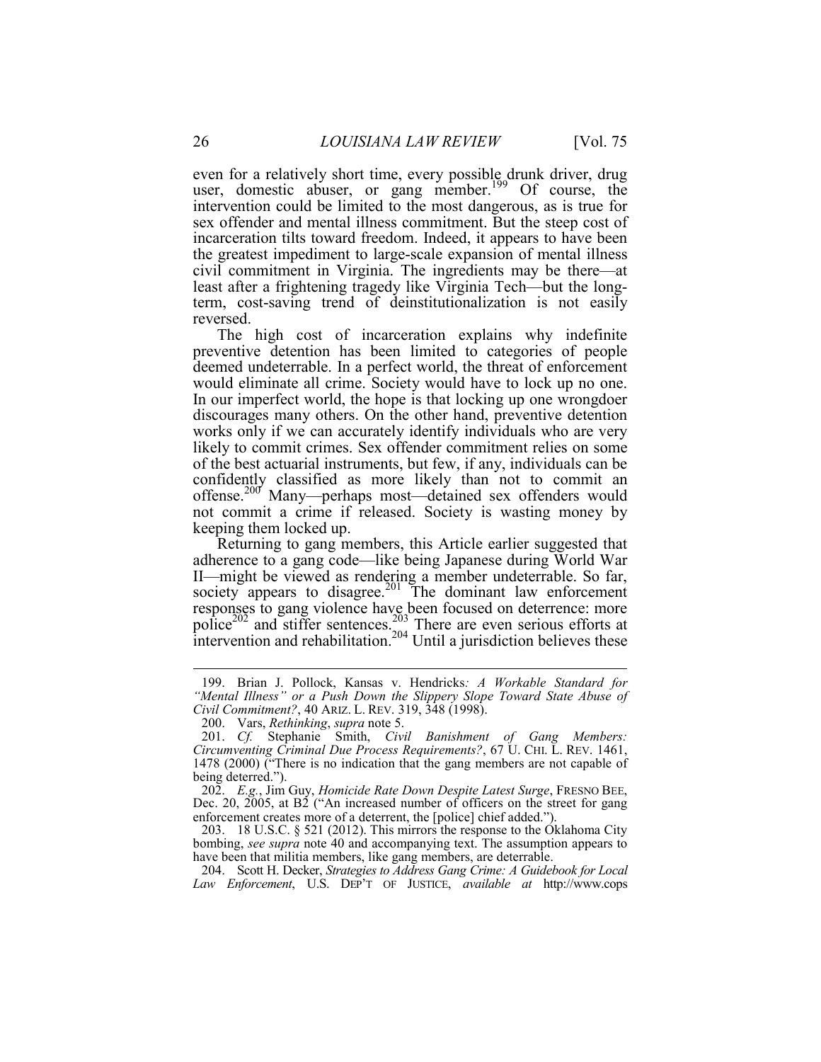even for a relatively short time, every possible drunk driver, drug user, domestic abuser, or gang member.[199] Of course, the intervention could be limited to the most dangerous, as is true for sex offender and mental illness commitment. But the steep cost of incarceration tilts toward freedom. Indeed, it appears to have been the greatest impediment to large-scale expansion of mental illness civil commitment in Virginia. The ingredients may be there—at least after a frightening tragedy like Virginia Tech—but the long-term, cost-saving trend of deinstitutionalization is not easily reversed.

The high cost of incarceration explains why indefinite preventive detention has been limited to categories of people deemed undeterrable. In a perfect world, the threat of enforcement would eliminate all crime. Society would have to lock up no one. In our imperfect world, the hope is that locking up one wrongdoer discourages many others. On the other hand, preventive detention works only if we can accurately identify individuals who are very likely to commit crimes. Sex offender commitment relies on some of the best actuarial instruments, but few, if any, individuals can be confidently classified as more likely than not to commit an offense.[200] Many—perhaps most—detained sex offenders would not commit a crime if released. Society is wasting money by keeping them locked up.

Returning to gang members, this Article earlier suggested that adherence to a gang code—like being Japanese during World War II—might be viewed as rendering a member undeterrable. So far, society appears to disagree.[201] The dominant law enforcement responses to gang violence have been focused on deterrence: more police[202] and stiffer sentences.[203] There are even serious efforts at intervention and rehabilitation.[204] Until a jurisdiction believes these

---

199. Brian J. Pollock, Kansas v. Hendricks*: A Workable Standard for "Mental Illness" or a Push Down the Slippery Slope Toward State Abuse of Civil Commitment?*, 40 ARIZ. L. REV. 319, 348 (1998).

200. Vars, *Rethinking*, *supra* note 5.

201. *Cf.* Stephanie Smith, *Civil Banishment of Gang Members: Circumventing Criminal Due Process Requirements?*, 67 U. CHI. L. REV. 1461, 1478 (2000) ("There is no indication that the gang members are not capable of being deterred.").

202. *E.g.*, Jim Guy, *Homicide Rate Down Despite Latest Surge*, FRESNO BEE, Dec. 20, 2005, at B2 ("An increased number of officers on the street for gang enforcement creates more of a deterrent, the [police] chief added.").

203. 18 U.S.C. § 521 (2012). This mirrors the response to the Oklahoma City bombing, *see supra* note 40 and accompanying text. The assumption appears to have been that militia members, like gang members, are deterrable.

204. Scott H. Decker, *Strategies to Address Gang Crime: A Guidebook for Local Law Enforcement*, U.S. DEP'T OF JUSTICE, *available at* http://www.cops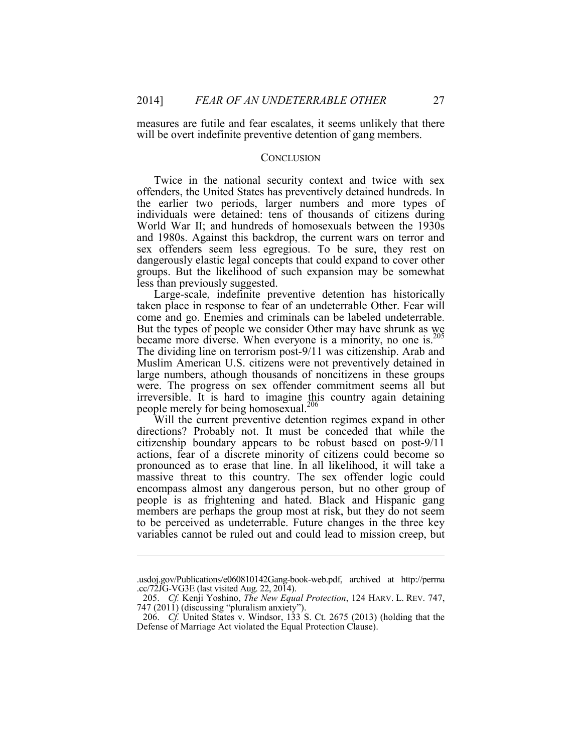measures are futile and fear escalates, it seems unlikely that there will be overt indefinite preventive detention of gang members.

## CONCLUSION

Twice in the national security context and twice with sex offenders, the United States has preventively detained hundreds. In the earlier two periods, larger numbers and more types of individuals were detained: tens of thousands of citizens during World War II; and hundreds of homosexuals between the 1930s and 1980s. Against this backdrop, the current wars on terror and sex offenders seem less egregious. To be sure, they rest on dangerously elastic legal concepts that could expand to cover other groups. But the likelihood of such expansion may be somewhat less than previously suggested.

Large-scale, indefinite preventive detention has historically taken place in response to fear of an undeterrable Other. Fear will come and go. Enemies and criminals can be labeled undeterrable. But the types of people we consider Other may have shrunk as we became more diverse. When everyone is a minority, no one is.[205] The dividing line on terrorism post-9/11 was citizenship. Arab and Muslim American U.S. citizens were not preventively detained in large numbers, although thousands of noncitizens in these groups were. The progress on sex offender commitment seems all but irreversible. It is hard to imagine this country again detaining people merely for being homosexual.[206]

Will the current preventive detention regimes expand in other directions? Probably not. It must be conceded that while the citizenship boundary appears to be robust based on post-9/11 actions, fear of a discrete minority of citizens could become so pronounced as to erase that line. In all likelihood, it will take a massive threat to this country. The sex offender logic could encompass almost any dangerous person, but no other group of people is as frightening and hated. Black and Hispanic gang members are perhaps the group most at risk, but they do not seem to be perceived as undeterrable. Future changes in the three key variables cannot be ruled out and could lead to mission creep, but

---

.usdoj.gov/Publications/e060810142Gang-book-web.pdf, archived at http://perma.cc/72JG-VG3E (last visited Aug. 22, 2014).

205. *Cf.* Kenji Yoshino, *The New Equal Protection*, 124 HARV. L. REV. 747, 747 (2011) (discussing "pluralism anxiety").

206. *Cf.* United States v. Windsor, 133 S. Ct. 2675 (2013) (holding that the Defense of Marriage Act violated the Equal Protection Clause).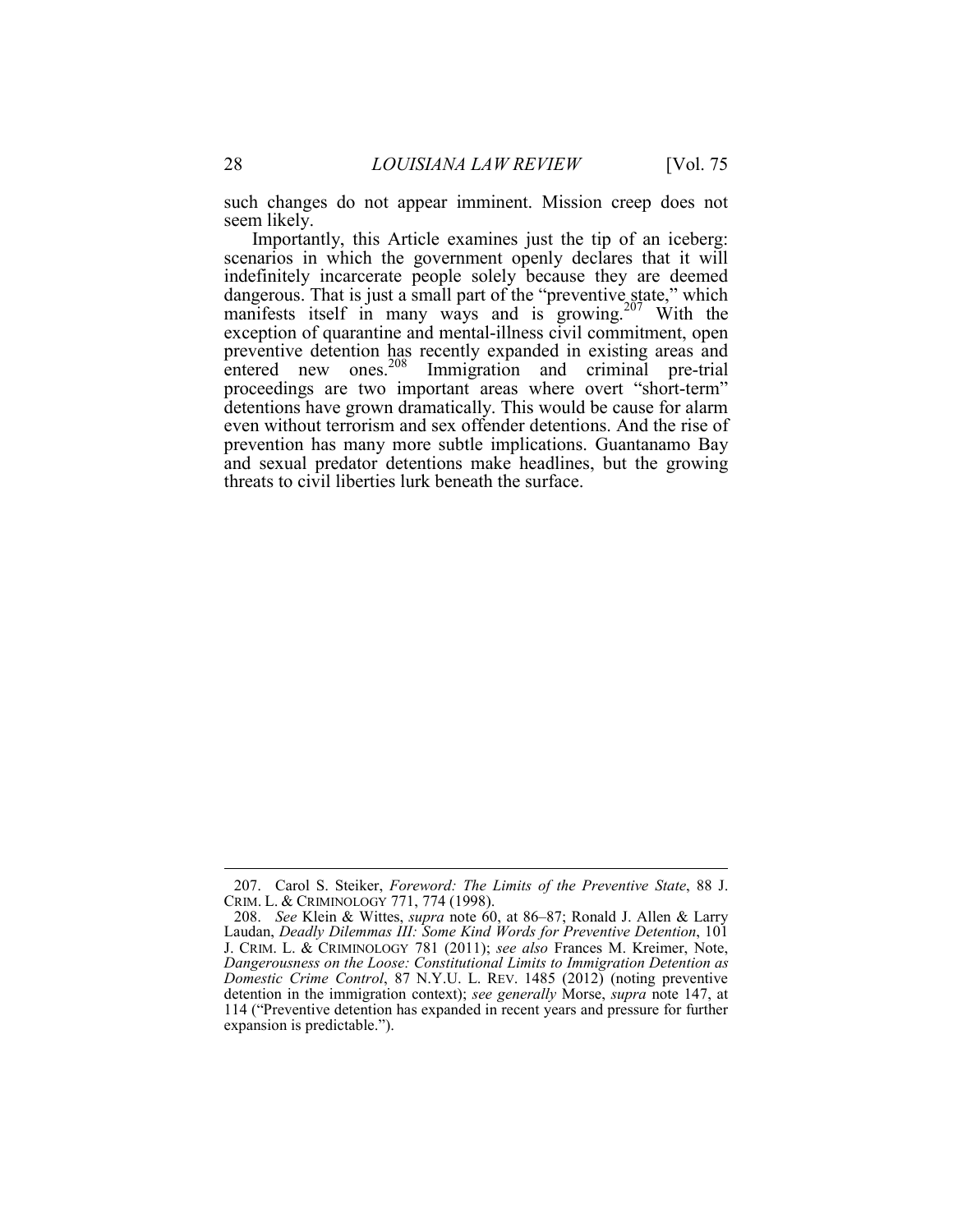such changes do not appear imminent. Mission creep does not seem likely.

Importantly, this Article examines just the tip of an iceberg: scenarios in which the government openly declares that it will indefinitely incarcerate people solely because they are deemed dangerous. That is just a small part of the "preventive state," which manifests itself in many ways and is growing.[207] With the exception of quarantine and mental-illness civil commitment, open preventive detention has recently expanded in existing areas and entered new ones.[208] Immigration and criminal pre-trial proceedings are two important areas where overt "short-term" detentions have grown dramatically. This would be cause for alarm even without terrorism and sex offender detentions. And the rise of prevention has many more subtle implications. Guantanamo Bay and sexual predator detentions make headlines, but the growing threats to civil liberties lurk beneath the surface.

---

207. Carol S. Steiker, *Foreword: The Limits of the Preventive State*, 88 J. CRIM. L. & CRIMINOLOGY 771, 774 (1998).

208. *See* Klein & Wittes, *supra* note 60, at 86–87; Ronald J. Allen & Larry Laudan, *Deadly Dilemmas III: Some Kind Words for Preventive Detention*, 101 J. CRIM. L. & CRIMINOLOGY 781 (2011); *see also* Frances M. Kreimer, Note, *Dangerousness on the Loose: Constitutional Limits to Immigration Detention as Domestic Crime Control*, 87 N.Y.U. L. REV. 1485 (2012) (noting preventive detention in the immigration context); *see generally* Morse, *supra* note 147, at 114 ("Preventive detention has expanded in recent years and pressure for further expansion is predictable.").